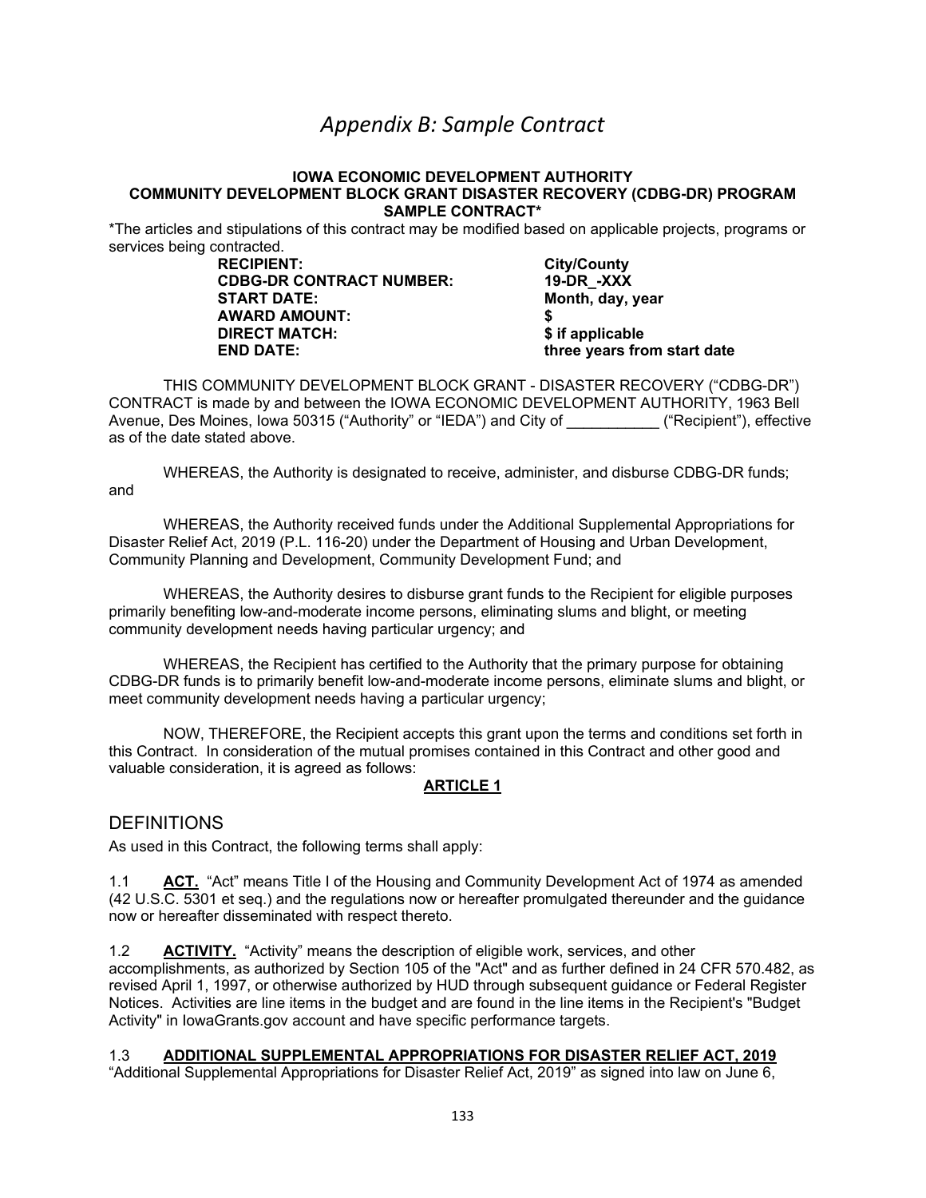# *Appendix B: Sample Contract*

**IOWA ECONOMIC DEVELOPMENT AUTHORITY**
**COMMUNITY DEVELOPMENT BLOCK GRANT DISASTER RECOVERY (CDBG-DR) PROGRAM**
**SAMPLE CONTRACT***

*The articles and stipulations of this contract may be modified based on applicable projects, programs or services being contracted.

| | |
|---|---|
| **RECIPIENT:** | **City/County** |
| **CDBG-DR CONTRACT NUMBER:** | **19-DR_-XXX** |
| **START DATE:** | **Month, day, year** |
| **AWARD AMOUNT:** | **$** |
| **DIRECT MATCH:** | **$ if applicable** |
| **END DATE:** | **three years from start date** |

THIS COMMUNITY DEVELOPMENT BLOCK GRANT - DISASTER RECOVERY ("CDBG-DR") CONTRACT is made by and between the IOWA ECONOMIC DEVELOPMENT AUTHORITY, 1963 Bell Avenue, Des Moines, Iowa 50315 ("Authority" or "IEDA") and City of ___________ ("Recipient"), effective as of the date stated above.

WHEREAS, the Authority is designated to receive, administer, and disburse CDBG-DR funds; and

WHEREAS, the Authority received funds under the Additional Supplemental Appropriations for Disaster Relief Act, 2019 (P.L. 116-20) under the Department of Housing and Urban Development, Community Planning and Development, Community Development Fund; and

WHEREAS, the Authority desires to disburse grant funds to the Recipient for eligible purposes primarily benefiting low-and-moderate income persons, eliminating slums and blight, or meeting community development needs having particular urgency; and

WHEREAS, the Recipient has certified to the Authority that the primary purpose for obtaining CDBG-DR funds is to primarily benefit low-and-moderate income persons, eliminate slums and blight, or meet community development needs having a particular urgency;

NOW, THEREFORE, the Recipient accepts this grant upon the terms and conditions set forth in this Contract. In consideration of the mutual promises contained in this Contract and other good and valuable consideration, it is agreed as follows:

**ARTICLE 1**

## DEFINITIONS

As used in this Contract, the following terms shall apply:

1.1 **ACT.** "Act" means Title I of the Housing and Community Development Act of 1974 as amended (42 U.S.C. 5301 et seq.) and the regulations now or hereafter promulgated thereunder and the guidance now or hereafter disseminated with respect thereto.

1.2 **ACTIVITY.** "Activity" means the description of eligible work, services, and other accomplishments, as authorized by Section 105 of the "Act" and as further defined in 24 CFR 570.482, as revised April 1, 1997, or otherwise authorized by HUD through subsequent guidance or Federal Register Notices. Activities are line items in the budget and are found in the line items in the Recipient's "Budget Activity" in IowaGrants.gov account and have specific performance targets.

1.3 **ADDITIONAL SUPPLEMENTAL APPROPRIATIONS FOR DISASTER RELIEF ACT, 2019** "Additional Supplemental Appropriations for Disaster Relief Act, 2019" as signed into law on June 6,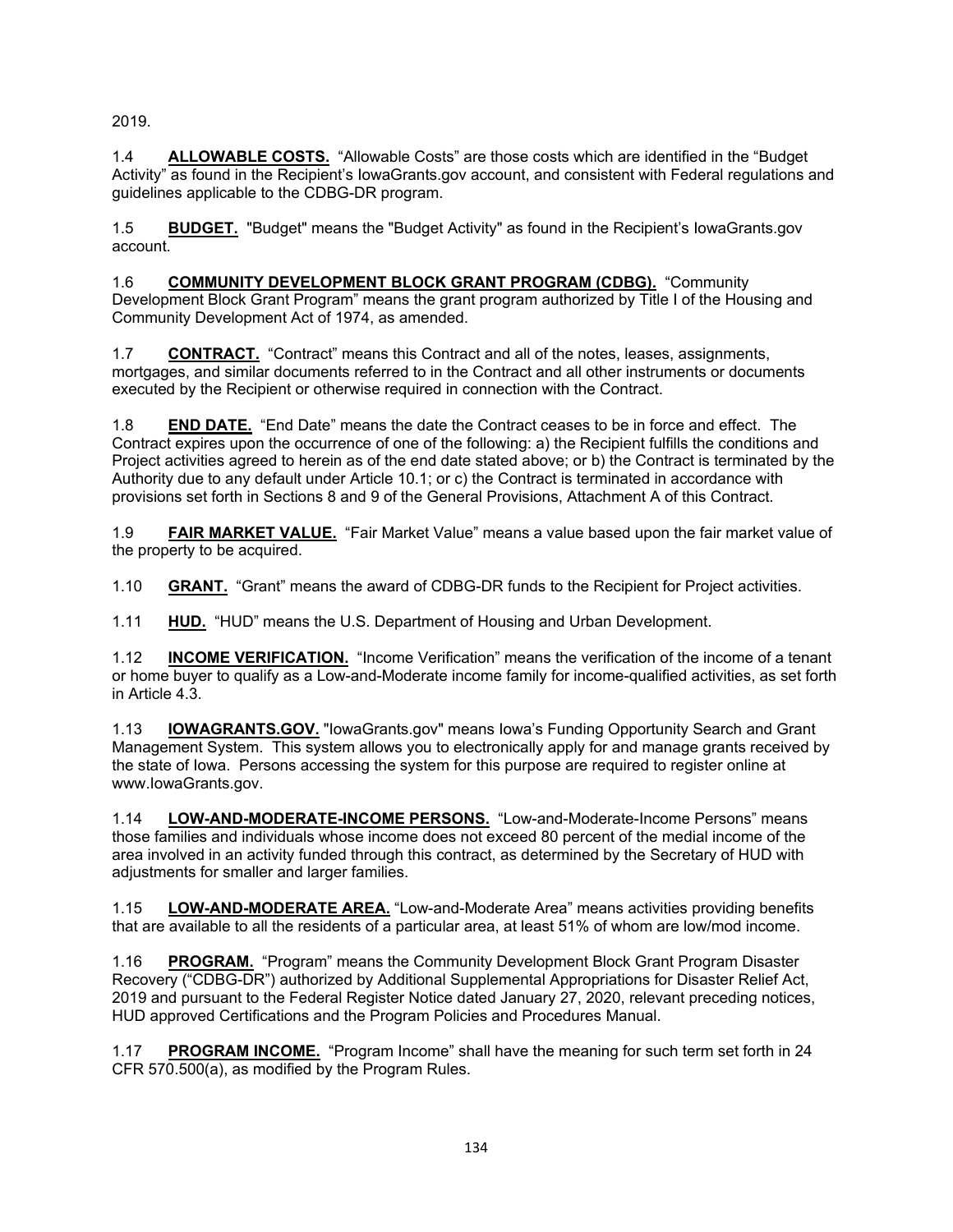2019.

1.4 **ALLOWABLE COSTS.** "Allowable Costs" are those costs which are identified in the "Budget Activity" as found in the Recipient's IowaGrants.gov account, and consistent with Federal regulations and guidelines applicable to the CDBG-DR program.

1.5 **BUDGET.** "Budget" means the "Budget Activity" as found in the Recipient's IowaGrants.gov account.

1.6 **COMMUNITY DEVELOPMENT BLOCK GRANT PROGRAM (CDBG).** "Community Development Block Grant Program" means the grant program authorized by Title I of the Housing and Community Development Act of 1974, as amended.

1.7 **CONTRACT.** "Contract" means this Contract and all of the notes, leases, assignments, mortgages, and similar documents referred to in the Contract and all other instruments or documents executed by the Recipient or otherwise required in connection with the Contract.

1.8 **END DATE.** "End Date" means the date the Contract ceases to be in force and effect. The Contract expires upon the occurrence of one of the following: a) the Recipient fulfills the conditions and Project activities agreed to herein as of the end date stated above; or b) the Contract is terminated by the Authority due to any default under Article 10.1; or c) the Contract is terminated in accordance with provisions set forth in Sections 8 and 9 of the General Provisions, Attachment A of this Contract.

1.9 **FAIR MARKET VALUE.** "Fair Market Value" means a value based upon the fair market value of the property to be acquired.

1.10 **GRANT.** "Grant" means the award of CDBG-DR funds to the Recipient for Project activities.

1.11 **HUD.** "HUD" means the U.S. Department of Housing and Urban Development.

1.12 **INCOME VERIFICATION.** "Income Verification" means the verification of the income of a tenant or home buyer to qualify as a Low-and-Moderate income family for income-qualified activities, as set forth in Article 4.3.

1.13 **IOWAGRANTS.GOV.** "IowaGrants.gov" means Iowa's Funding Opportunity Search and Grant Management System. This system allows you to electronically apply for and manage grants received by the state of Iowa. Persons accessing the system for this purpose are required to register online at www.IowaGrants.gov.

1.14 **LOW-AND-MODERATE-INCOME PERSONS.** "Low-and-Moderate-Income Persons" means those families and individuals whose income does not exceed 80 percent of the medial income of the area involved in an activity funded through this contract, as determined by the Secretary of HUD with adjustments for smaller and larger families.

1.15 **LOW-AND-MODERATE AREA.** "Low-and-Moderate Area" means activities providing benefits that are available to all the residents of a particular area, at least 51% of whom are low/mod income.

1.16 **PROGRAM.** "Program" means the Community Development Block Grant Program Disaster Recovery ("CDBG-DR") authorized by Additional Supplemental Appropriations for Disaster Relief Act, 2019 and pursuant to the Federal Register Notice dated January 27, 2020, relevant preceding notices, HUD approved Certifications and the Program Policies and Procedures Manual.

1.17 **PROGRAM INCOME.** "Program Income" shall have the meaning for such term set forth in 24 CFR 570.500(a), as modified by the Program Rules.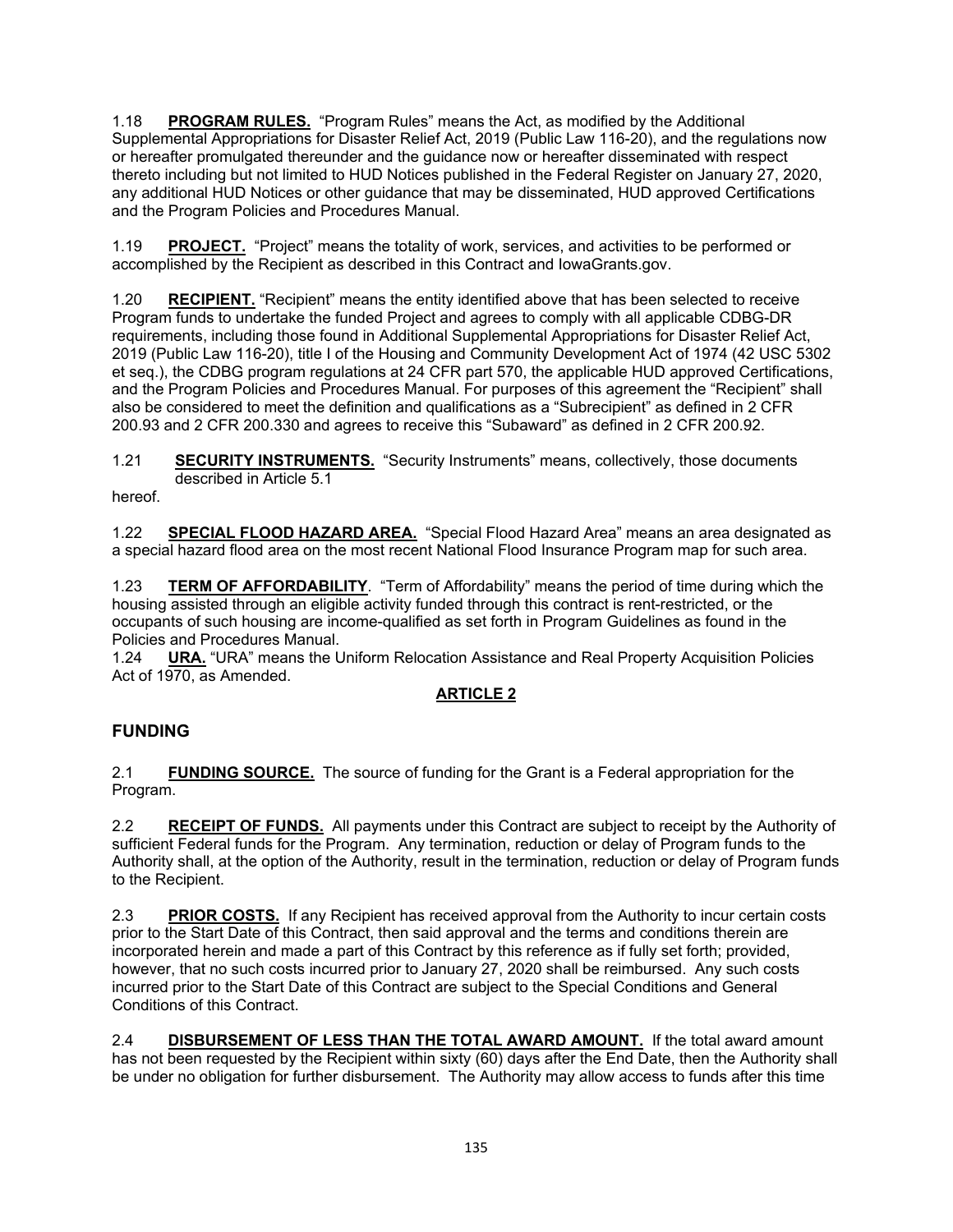1.18 **PROGRAM RULES.** "Program Rules" means the Act, as modified by the Additional Supplemental Appropriations for Disaster Relief Act, 2019 (Public Law 116-20), and the regulations now or hereafter promulgated thereunder and the guidance now or hereafter disseminated with respect thereto including but not limited to HUD Notices published in the Federal Register on January 27, 2020, any additional HUD Notices or other guidance that may be disseminated, HUD approved Certifications and the Program Policies and Procedures Manual.

1.19 **PROJECT.** "Project" means the totality of work, services, and activities to be performed or accomplished by the Recipient as described in this Contract and IowaGrants.gov.

1.20 **RECIPIENT.** "Recipient" means the entity identified above that has been selected to receive Program funds to undertake the funded Project and agrees to comply with all applicable CDBG-DR requirements, including those found in Additional Supplemental Appropriations for Disaster Relief Act, 2019 (Public Law 116-20), title I of the Housing and Community Development Act of 1974 (42 USC 5302 et seq.), the CDBG program regulations at 24 CFR part 570, the applicable HUD approved Certifications, and the Program Policies and Procedures Manual. For purposes of this agreement the "Recipient" shall also be considered to meet the definition and qualifications as a "Subrecipient" as defined in 2 CFR 200.93 and 2 CFR 200.330 and agrees to receive this "Subaward" as defined in 2 CFR 200.92.

1.21 **SECURITY INSTRUMENTS.** "Security Instruments" means, collectively, those documents described in Article 5.1 hereof.

1.22 **SPECIAL FLOOD HAZARD AREA.** "Special Flood Hazard Area" means an area designated as a special hazard flood area on the most recent National Flood Insurance Program map for such area.

1.23 **TERM OF AFFORDABILITY**. "Term of Affordability" means the period of time during which the housing assisted through an eligible activity funded through this contract is rent-restricted, or the occupants of such housing are income-qualified as set forth in Program Guidelines as found in the Policies and Procedures Manual.

1.24 **URA.** "URA" means the Uniform Relocation Assistance and Real Property Acquisition Policies Act of 1970, as Amended.

## ARTICLE 2

## FUNDING

2.1 **FUNDING SOURCE.** The source of funding for the Grant is a Federal appropriation for the Program.

2.2 **RECEIPT OF FUNDS.** All payments under this Contract are subject to receipt by the Authority of sufficient Federal funds for the Program. Any termination, reduction or delay of Program funds to the Authority shall, at the option of the Authority, result in the termination, reduction or delay of Program funds to the Recipient.

2.3 **PRIOR COSTS.** If any Recipient has received approval from the Authority to incur certain costs prior to the Start Date of this Contract, then said approval and the terms and conditions therein are incorporated herein and made a part of this Contract by this reference as if fully set forth; provided, however, that no such costs incurred prior to January 27, 2020 shall be reimbursed. Any such costs incurred prior to the Start Date of this Contract are subject to the Special Conditions and General Conditions of this Contract.

2.4 **DISBURSEMENT OF LESS THAN THE TOTAL AWARD AMOUNT.** If the total award amount has not been requested by the Recipient within sixty (60) days after the End Date, then the Authority shall be under no obligation for further disbursement. The Authority may allow access to funds after this time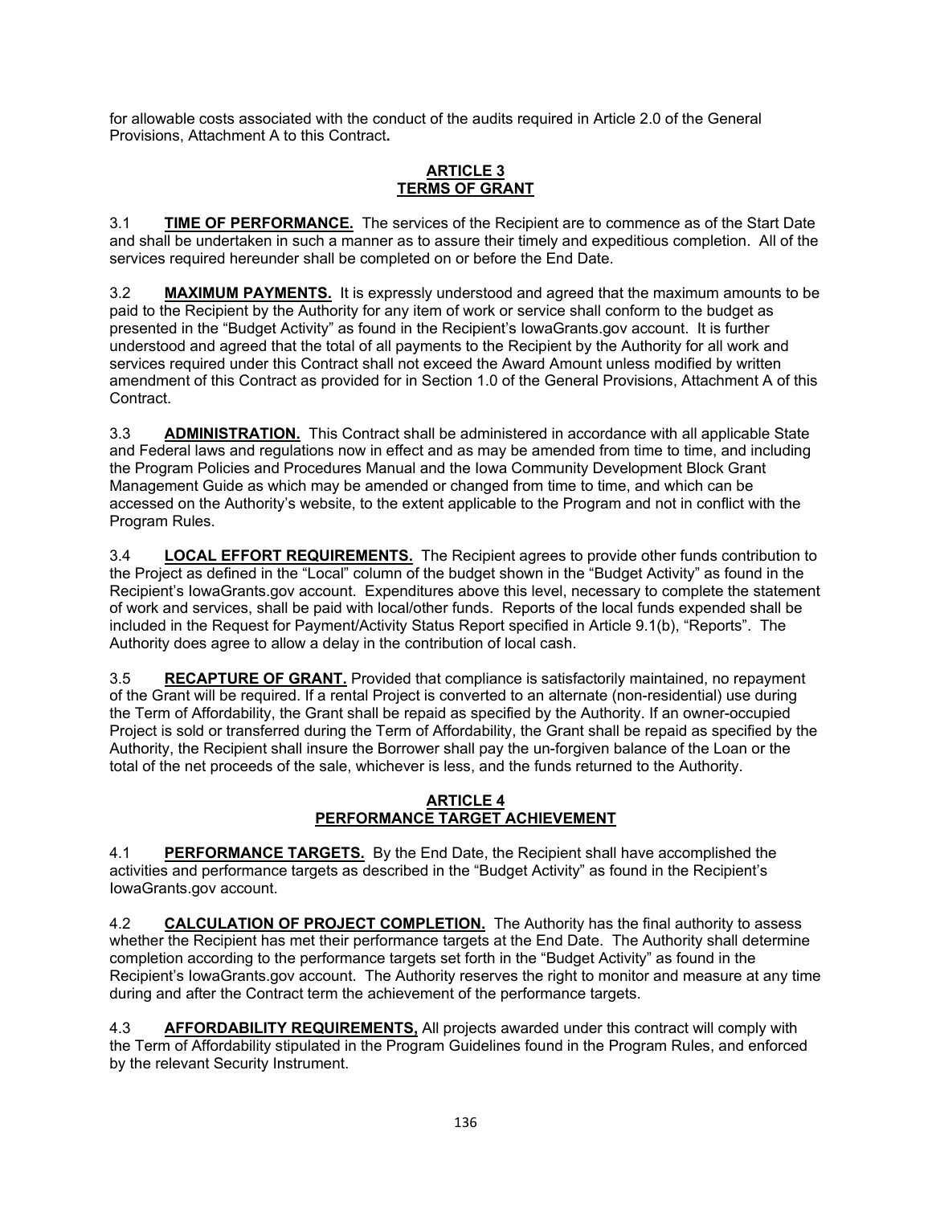for allowable costs associated with the conduct of the audits required in Article 2.0 of the General Provisions, Attachment A to this Contract**.**

## ARTICLE 3
## TERMS OF GRANT

3.1 **TIME OF PERFORMANCE.** The services of the Recipient are to commence as of the Start Date and shall be undertaken in such a manner as to assure their timely and expeditious completion. All of the services required hereunder shall be completed on or before the End Date.

3.2 **MAXIMUM PAYMENTS.** It is expressly understood and agreed that the maximum amounts to be paid to the Recipient by the Authority for any item of work or service shall conform to the budget as presented in the "Budget Activity" as found in the Recipient's IowaGrants.gov account. It is further understood and agreed that the total of all payments to the Recipient by the Authority for all work and services required under this Contract shall not exceed the Award Amount unless modified by written amendment of this Contract as provided for in Section 1.0 of the General Provisions, Attachment A of this Contract.

3.3 **ADMINISTRATION.** This Contract shall be administered in accordance with all applicable State and Federal laws and regulations now in effect and as may be amended from time to time, and including the Program Policies and Procedures Manual and the Iowa Community Development Block Grant Management Guide as which may be amended or changed from time to time, and which can be accessed on the Authority's website, to the extent applicable to the Program and not in conflict with the Program Rules.

3.4 **LOCAL EFFORT REQUIREMENTS.** The Recipient agrees to provide other funds contribution to the Project as defined in the "Local" column of the budget shown in the "Budget Activity" as found in the Recipient's IowaGrants.gov account. Expenditures above this level, necessary to complete the statement of work and services, shall be paid with local/other funds. Reports of the local funds expended shall be included in the Request for Payment/Activity Status Report specified in Article 9.1(b), "Reports". The Authority does agree to allow a delay in the contribution of local cash.

3.5 **RECAPTURE OF GRANT.** Provided that compliance is satisfactorily maintained, no repayment of the Grant will be required. If a rental Project is converted to an alternate (non-residential) use during the Term of Affordability, the Grant shall be repaid as specified by the Authority. If an owner-occupied Project is sold or transferred during the Term of Affordability, the Grant shall be repaid as specified by the Authority, the Recipient shall insure the Borrower shall pay the un-forgiven balance of the Loan or the total of the net proceeds of the sale, whichever is less, and the funds returned to the Authority.

## ARTICLE 4
## PERFORMANCE TARGET ACHIEVEMENT

4.1 **PERFORMANCE TARGETS.** By the End Date, the Recipient shall have accomplished the activities and performance targets as described in the "Budget Activity" as found in the Recipient's IowaGrants.gov account.

4.2 **CALCULATION OF PROJECT COMPLETION.** The Authority has the final authority to assess whether the Recipient has met their performance targets at the End Date. The Authority shall determine completion according to the performance targets set forth in the "Budget Activity" as found in the Recipient's IowaGrants.gov account. The Authority reserves the right to monitor and measure at any time during and after the Contract term the achievement of the performance targets.

4.3 **AFFORDABILITY REQUIREMENTS,** All projects awarded under this contract will comply with the Term of Affordability stipulated in the Program Guidelines found in the Program Rules, and enforced by the relevant Security Instrument.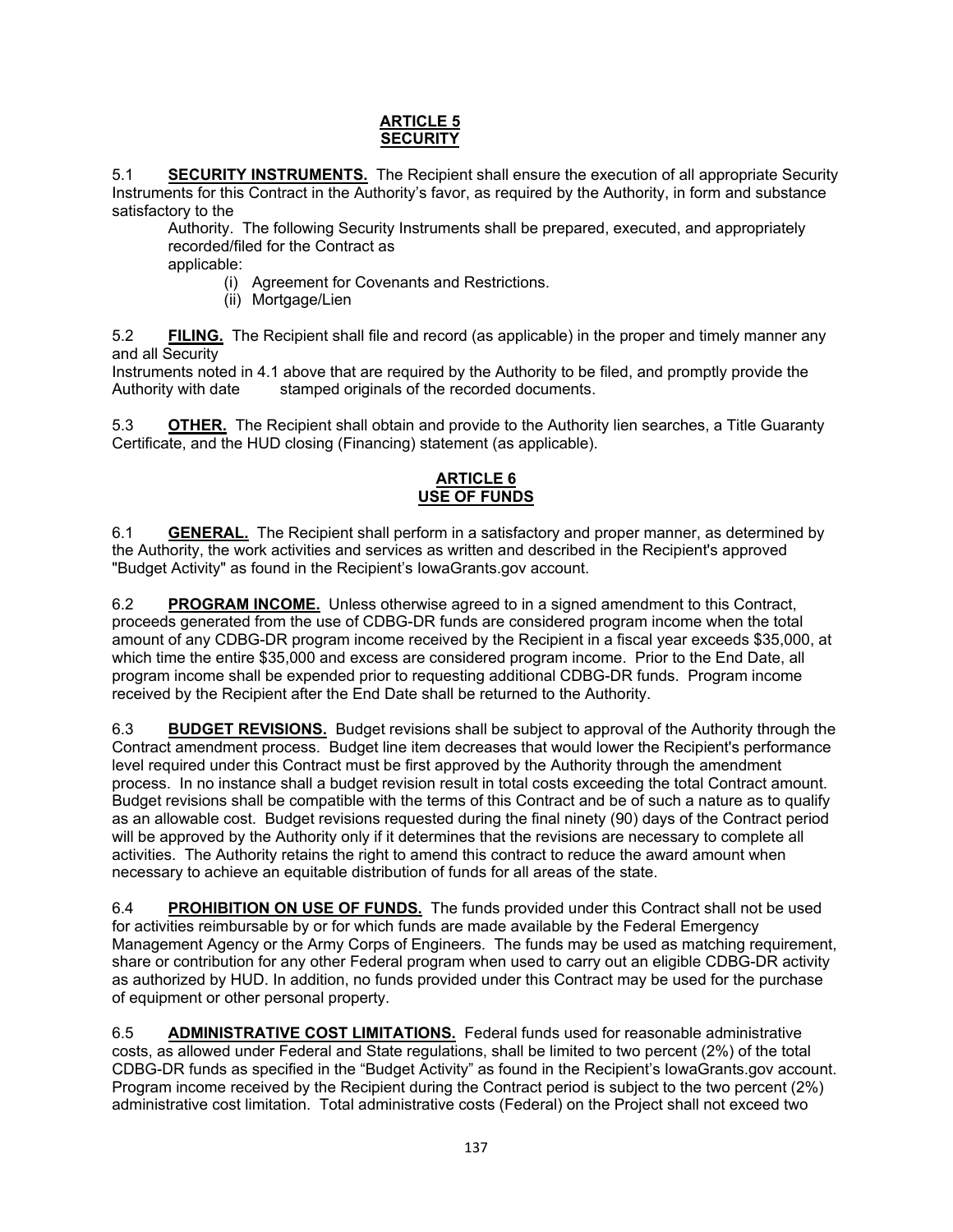## ARTICLE 5
## SECURITY

5.1 **SECURITY INSTRUMENTS.** The Recipient shall ensure the execution of all appropriate Security Instruments for this Contract in the Authority's favor, as required by the Authority, in form and substance satisfactory to the Authority. The following Security Instruments shall be prepared, executed, and appropriately recorded/filed for the Contract as applicable:

(i) Agreement for Covenants and Restrictions.
(ii) Mortgage/Lien

5.2 **FILING.** The Recipient shall file and record (as applicable) in the proper and timely manner any and all Security Instruments noted in 4.1 above that are required by the Authority to be filed, and promptly provide the Authority with date stamped originals of the recorded documents.

5.3 **OTHER.** The Recipient shall obtain and provide to the Authority lien searches, a Title Guaranty Certificate, and the HUD closing (Financing) statement (as applicable).

## ARTICLE 6
## USE OF FUNDS

6.1 **GENERAL.** The Recipient shall perform in a satisfactory and proper manner, as determined by the Authority, the work activities and services as written and described in the Recipient's approved "Budget Activity" as found in the Recipient's IowaGrants.gov account.

6.2 **PROGRAM INCOME.** Unless otherwise agreed to in a signed amendment to this Contract, proceeds generated from the use of CDBG-DR funds are considered program income when the total amount of any CDBG-DR program income received by the Recipient in a fiscal year exceeds $35,000, at which time the entire $35,000 and excess are considered program income. Prior to the End Date, all program income shall be expended prior to requesting additional CDBG-DR funds. Program income received by the Recipient after the End Date shall be returned to the Authority.

6.3 **BUDGET REVISIONS.** Budget revisions shall be subject to approval of the Authority through the Contract amendment process. Budget line item decreases that would lower the Recipient's performance level required under this Contract must be first approved by the Authority through the amendment process. In no instance shall a budget revision result in total costs exceeding the total Contract amount. Budget revisions shall be compatible with the terms of this Contract and be of such a nature as to qualify as an allowable cost. Budget revisions requested during the final ninety (90) days of the Contract period will be approved by the Authority only if it determines that the revisions are necessary to complete all activities. The Authority retains the right to amend this contract to reduce the award amount when necessary to achieve an equitable distribution of funds for all areas of the state.

6.4 **PROHIBITION ON USE OF FUNDS.** The funds provided under this Contract shall not be used for activities reimbursable by or for which funds are made available by the Federal Emergency Management Agency or the Army Corps of Engineers. The funds may be used as matching requirement, share or contribution for any other Federal program when used to carry out an eligible CDBG-DR activity as authorized by HUD. In addition, no funds provided under this Contract may be used for the purchase of equipment or other personal property.

6.5 **ADMINISTRATIVE COST LIMITATIONS.** Federal funds used for reasonable administrative costs, as allowed under Federal and State regulations, shall be limited to two percent (2%) of the total CDBG-DR funds as specified in the "Budget Activity" as found in the Recipient's IowaGrants.gov account. Program income received by the Recipient during the Contract period is subject to the two percent (2%) administrative cost limitation. Total administrative costs (Federal) on the Project shall not exceed two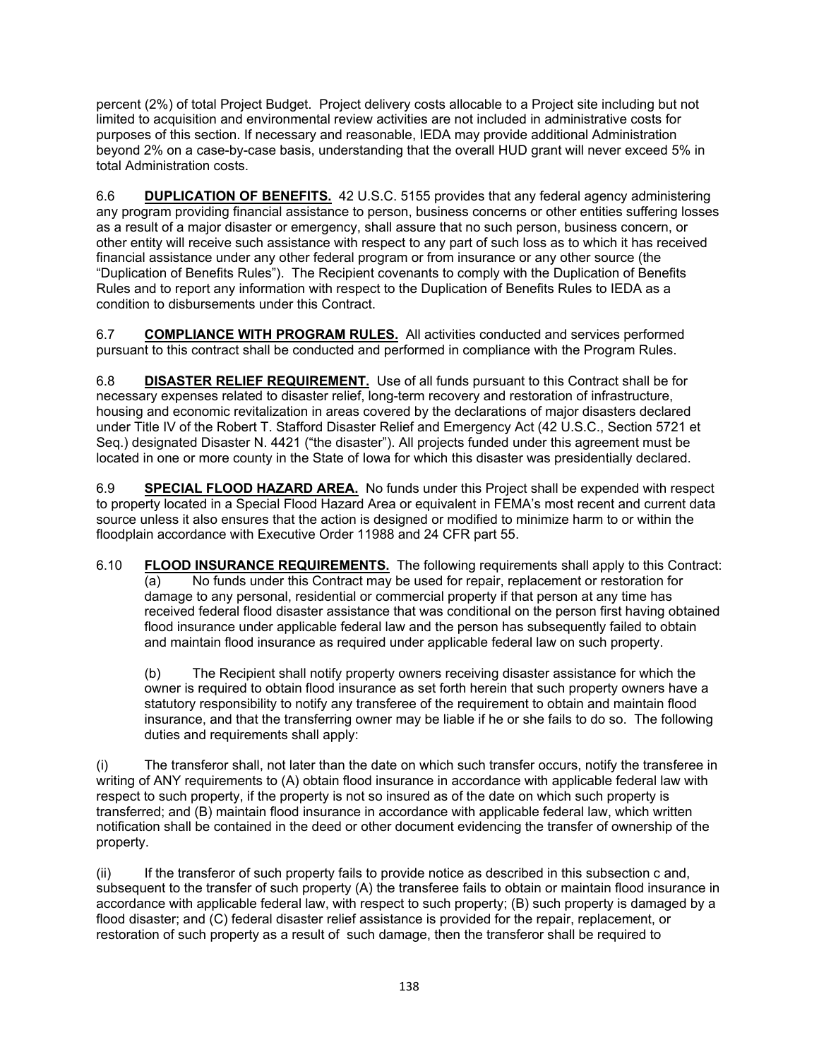percent (2%) of total Project Budget. Project delivery costs allocable to a Project site including but not limited to acquisition and environmental review activities are not included in administrative costs for purposes of this section. If necessary and reasonable, IEDA may provide additional Administration beyond 2% on a case-by-case basis, understanding that the overall HUD grant will never exceed 5% in total Administration costs.

6.6 **DUPLICATION OF BENEFITS.** 42 U.S.C. 5155 provides that any federal agency administering any program providing financial assistance to person, business concerns or other entities suffering losses as a result of a major disaster or emergency, shall assure that no such person, business concern, or other entity will receive such assistance with respect to any part of such loss as to which it has received financial assistance under any other federal program or from insurance or any other source (the "Duplication of Benefits Rules"). The Recipient covenants to comply with the Duplication of Benefits Rules and to report any information with respect to the Duplication of Benefits Rules to IEDA as a condition to disbursements under this Contract.

6.7 **COMPLIANCE WITH PROGRAM RULES.** All activities conducted and services performed pursuant to this contract shall be conducted and performed in compliance with the Program Rules.

6.8 **DISASTER RELIEF REQUIREMENT.** Use of all funds pursuant to this Contract shall be for necessary expenses related to disaster relief, long-term recovery and restoration of infrastructure, housing and economic revitalization in areas covered by the declarations of major disasters declared under Title IV of the Robert T. Stafford Disaster Relief and Emergency Act (42 U.S.C., Section 5721 et Seq.) designated Disaster N. 4421 ("the disaster"). All projects funded under this agreement must be located in one or more county in the State of Iowa for which this disaster was presidentially declared.

6.9 **SPECIAL FLOOD HAZARD AREA.** No funds under this Project shall be expended with respect to property located in a Special Flood Hazard Area or equivalent in FEMA's most recent and current data source unless it also ensures that the action is designed or modified to minimize harm to or within the floodplain accordance with Executive Order 11988 and 24 CFR part 55.

6.10 **FLOOD INSURANCE REQUIREMENTS.** The following requirements shall apply to this Contract:

(a) No funds under this Contract may be used for repair, replacement or restoration for damage to any personal, residential or commercial property if that person at any time has received federal flood disaster assistance that was conditional on the person first having obtained flood insurance under applicable federal law and the person has subsequently failed to obtain and maintain flood insurance as required under applicable federal law on such property.

(b) The Recipient shall notify property owners receiving disaster assistance for which the owner is required to obtain flood insurance as set forth herein that such property owners have a statutory responsibility to notify any transferee of the requirement to obtain and maintain flood insurance, and that the transferring owner may be liable if he or she fails to do so. The following duties and requirements shall apply:

(i) The transferor shall, not later than the date on which such transfer occurs, notify the transferee in writing of ANY requirements to (A) obtain flood insurance in accordance with applicable federal law with respect to such property, if the property is not so insured as of the date on which such property is transferred; and (B) maintain flood insurance in accordance with applicable federal law, which written notification shall be contained in the deed or other document evidencing the transfer of ownership of the property.

(ii) If the transferor of such property fails to provide notice as described in this subsection c and, subsequent to the transfer of such property (A) the transferee fails to obtain or maintain flood insurance in accordance with applicable federal law, with respect to such property; (B) such property is damaged by a flood disaster; and (C) federal disaster relief assistance is provided for the repair, replacement, or restoration of such property as a result of such damage, then the transferor shall be required to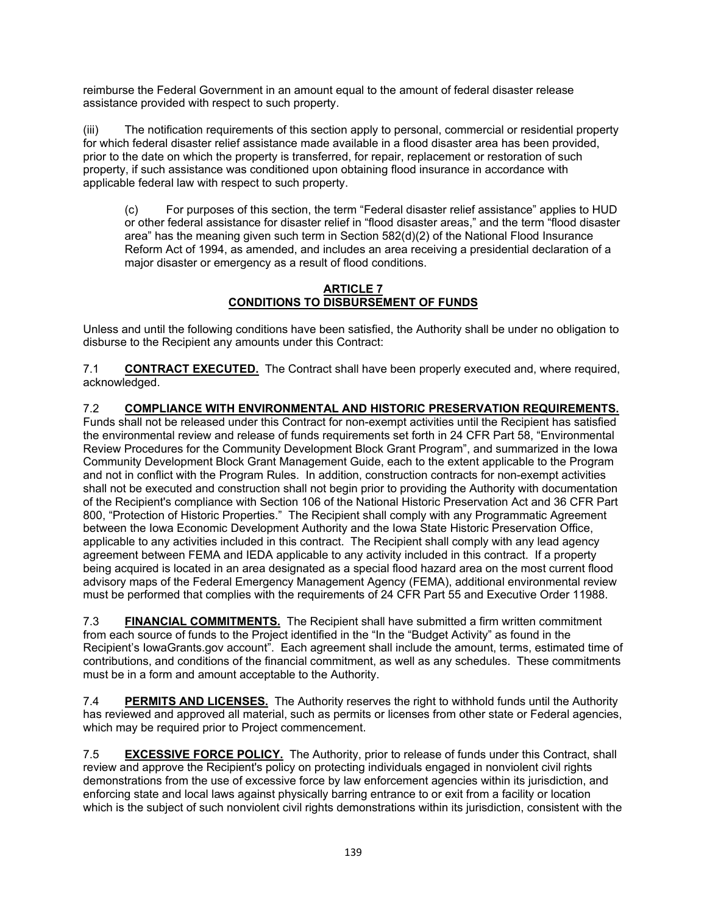reimburse the Federal Government in an amount equal to the amount of federal disaster release assistance provided with respect to such property.

(iii) The notification requirements of this section apply to personal, commercial or residential property for which federal disaster relief assistance made available in a flood disaster area has been provided, prior to the date on which the property is transferred, for repair, replacement or restoration of such property, if such assistance was conditioned upon obtaining flood insurance in accordance with applicable federal law with respect to such property.

(c) For purposes of this section, the term "Federal disaster relief assistance" applies to HUD or other federal assistance for disaster relief in "flood disaster areas," and the term "flood disaster area" has the meaning given such term in Section 582(d)(2) of the National Flood Insurance Reform Act of 1994, as amended, and includes an area receiving a presidential declaration of a major disaster or emergency as a result of flood conditions.

## ARTICLE 7
## CONDITIONS TO DISBURSEMENT OF FUNDS

Unless and until the following conditions have been satisfied, the Authority shall be under no obligation to disburse to the Recipient any amounts under this Contract:

7.1 **CONTRACT EXECUTED.** The Contract shall have been properly executed and, where required, acknowledged.

7.2 **COMPLIANCE WITH ENVIRONMENTAL AND HISTORIC PRESERVATION REQUIREMENTS.** Funds shall not be released under this Contract for non-exempt activities until the Recipient has satisfied the environmental review and release of funds requirements set forth in 24 CFR Part 58, "Environmental Review Procedures for the Community Development Block Grant Program", and summarized in the Iowa Community Development Block Grant Management Guide, each to the extent applicable to the Program and not in conflict with the Program Rules. In addition, construction contracts for non-exempt activities shall not be executed and construction shall not begin prior to providing the Authority with documentation of the Recipient's compliance with Section 106 of the National Historic Preservation Act and 36 CFR Part 800, "Protection of Historic Properties." The Recipient shall comply with any Programmatic Agreement between the Iowa Economic Development Authority and the Iowa State Historic Preservation Office, applicable to any activities included in this contract. The Recipient shall comply with any lead agency agreement between FEMA and IEDA applicable to any activity included in this contract. If a property being acquired is located in an area designated as a special flood hazard area on the most current flood advisory maps of the Federal Emergency Management Agency (FEMA), additional environmental review must be performed that complies with the requirements of 24 CFR Part 55 and Executive Order 11988.

7.3 **FINANCIAL COMMITMENTS.** The Recipient shall have submitted a firm written commitment from each source of funds to the Project identified in the "In the "Budget Activity" as found in the Recipient's IowaGrants.gov account". Each agreement shall include the amount, terms, estimated time of contributions, and conditions of the financial commitment, as well as any schedules. These commitments must be in a form and amount acceptable to the Authority.

7.4 **PERMITS AND LICENSES.** The Authority reserves the right to withhold funds until the Authority has reviewed and approved all material, such as permits or licenses from other state or Federal agencies, which may be required prior to Project commencement.

7.5 **EXCESSIVE FORCE POLICY.** The Authority, prior to release of funds under this Contract, shall review and approve the Recipient's policy on protecting individuals engaged in nonviolent civil rights demonstrations from the use of excessive force by law enforcement agencies within its jurisdiction, and enforcing state and local laws against physically barring entrance to or exit from a facility or location which is the subject of such nonviolent civil rights demonstrations within its jurisdiction, consistent with the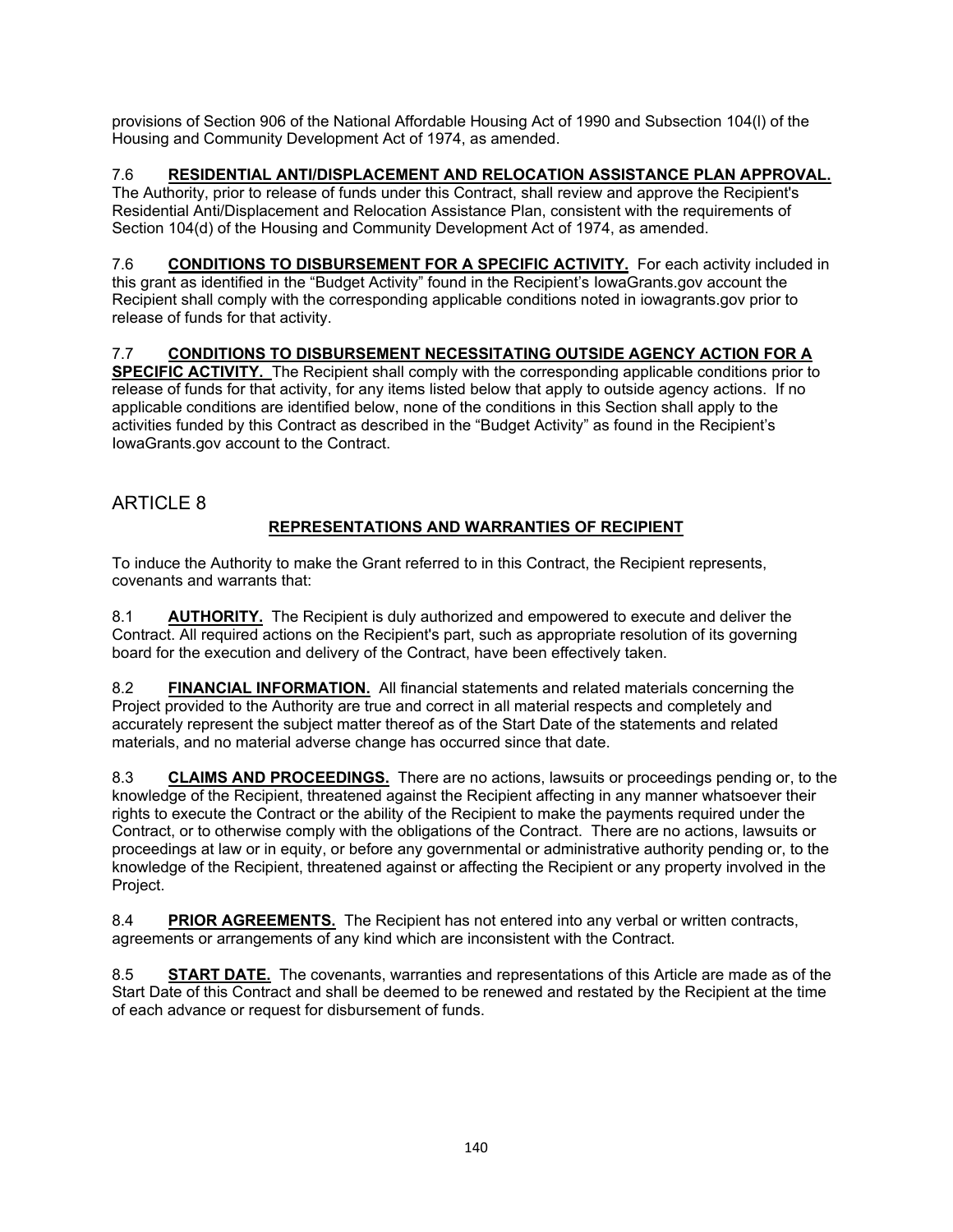provisions of Section 906 of the National Affordable Housing Act of 1990 and Subsection 104(l) of the Housing and Community Development Act of 1974, as amended.

7.6 **RESIDENTIAL ANTI/DISPLACEMENT AND RELOCATION ASSISTANCE PLAN APPROVAL.** The Authority, prior to release of funds under this Contract, shall review and approve the Recipient's Residential Anti/Displacement and Relocation Assistance Plan, consistent with the requirements of Section 104(d) of the Housing and Community Development Act of 1974, as amended.

7.6 **CONDITIONS TO DISBURSEMENT FOR A SPECIFIC ACTIVITY.** For each activity included in this grant as identified in the "Budget Activity" found in the Recipient's IowaGrants.gov account the Recipient shall comply with the corresponding applicable conditions noted in iowagrants.gov prior to release of funds for that activity.

7.7 **CONDITIONS TO DISBURSEMENT NECESSITATING OUTSIDE AGENCY ACTION FOR A SPECIFIC ACTIVITY.** The Recipient shall comply with the corresponding applicable conditions prior to release of funds for that activity, for any items listed below that apply to outside agency actions. If no applicable conditions are identified below, none of the conditions in this Section shall apply to the activities funded by this Contract as described in the "Budget Activity" as found in the Recipient's IowaGrants.gov account to the Contract.

## ARTICLE 8

### REPRESENTATIONS AND WARRANTIES OF RECIPIENT

To induce the Authority to make the Grant referred to in this Contract, the Recipient represents, covenants and warrants that:

8.1 **AUTHORITY.** The Recipient is duly authorized and empowered to execute and deliver the Contract. All required actions on the Recipient's part, such as appropriate resolution of its governing board for the execution and delivery of the Contract, have been effectively taken.

8.2 **FINANCIAL INFORMATION.** All financial statements and related materials concerning the Project provided to the Authority are true and correct in all material respects and completely and accurately represent the subject matter thereof as of the Start Date of the statements and related materials, and no material adverse change has occurred since that date.

8.3 **CLAIMS AND PROCEEDINGS.** There are no actions, lawsuits or proceedings pending or, to the knowledge of the Recipient, threatened against the Recipient affecting in any manner whatsoever their rights to execute the Contract or the ability of the Recipient to make the payments required under the Contract, or to otherwise comply with the obligations of the Contract. There are no actions, lawsuits or proceedings at law or in equity, or before any governmental or administrative authority pending or, to the knowledge of the Recipient, threatened against or affecting the Recipient or any property involved in the Project.

8.4 **PRIOR AGREEMENTS.** The Recipient has not entered into any verbal or written contracts, agreements or arrangements of any kind which are inconsistent with the Contract.

8.5 **START DATE.** The covenants, warranties and representations of this Article are made as of the Start Date of this Contract and shall be deemed to be renewed and restated by the Recipient at the time of each advance or request for disbursement of funds.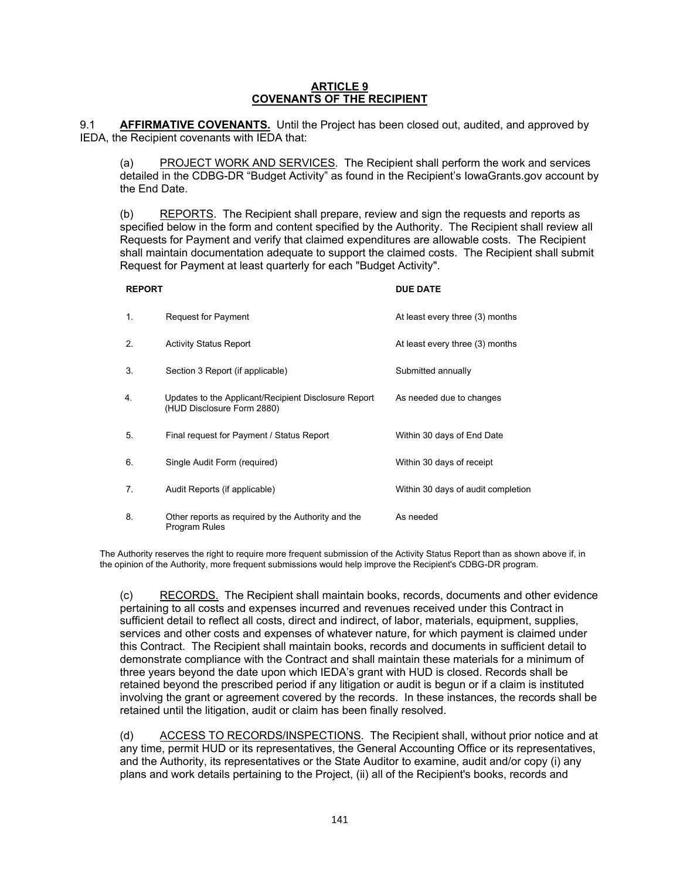## ARTICLE 9
## COVENANTS OF THE RECIPIENT

9.1 **AFFIRMATIVE COVENANTS.** Until the Project has been closed out, audited, and approved by IEDA, the Recipient covenants with IEDA that:

(a) PROJECT WORK AND SERVICES. The Recipient shall perform the work and services detailed in the CDBG-DR "Budget Activity" as found in the Recipient's IowaGrants.gov account by the End Date.

(b) REPORTS. The Recipient shall prepare, review and sign the requests and reports as specified below in the form and content specified by the Authority. The Recipient shall review all Requests for Payment and verify that claimed expenditures are allowable costs. The Recipient shall maintain documentation adequate to support the claimed costs. The Recipient shall submit Request for Payment at least quarterly for each "Budget Activity".

| | REPORT | DUE DATE |
|---|---|---|
| 1. | Request for Payment | At least every three (3) months |
| 2. | Activity Status Report | At least every three (3) months |
| 3. | Section 3 Report (if applicable) | Submitted annually |
| 4. | Updates to the Applicant/Recipient Disclosure Report (HUD Disclosure Form 2880) | As needed due to changes |
| 5. | Final request for Payment / Status Report | Within 30 days of End Date |
| 6. | Single Audit Form (required) | Within 30 days of receipt |
| 7. | Audit Reports (if applicable) | Within 30 days of audit completion |
| 8. | Other reports as required by the Authority and the Program Rules | As needed |

The Authority reserves the right to require more frequent submission of the Activity Status Report than as shown above if, in the opinion of the Authority, more frequent submissions would help improve the Recipient's CDBG-DR program.

(c) RECORDS. The Recipient shall maintain books, records, documents and other evidence pertaining to all costs and expenses incurred and revenues received under this Contract in sufficient detail to reflect all costs, direct and indirect, of labor, materials, equipment, supplies, services and other costs and expenses of whatever nature, for which payment is claimed under this Contract. The Recipient shall maintain books, records and documents in sufficient detail to demonstrate compliance with the Contract and shall maintain these materials for a minimum of three years beyond the date upon which IEDA's grant with HUD is closed. Records shall be retained beyond the prescribed period if any litigation or audit is begun or if a claim is instituted involving the grant or agreement covered by the records. In these instances, the records shall be retained until the litigation, audit or claim has been finally resolved.

(d) ACCESS TO RECORDS/INSPECTIONS. The Recipient shall, without prior notice and at any time, permit HUD or its representatives, the General Accounting Office or its representatives, and the Authority, its representatives or the State Auditor to examine, audit and/or copy (i) any plans and work details pertaining to the Project, (ii) all of the Recipient's books, records and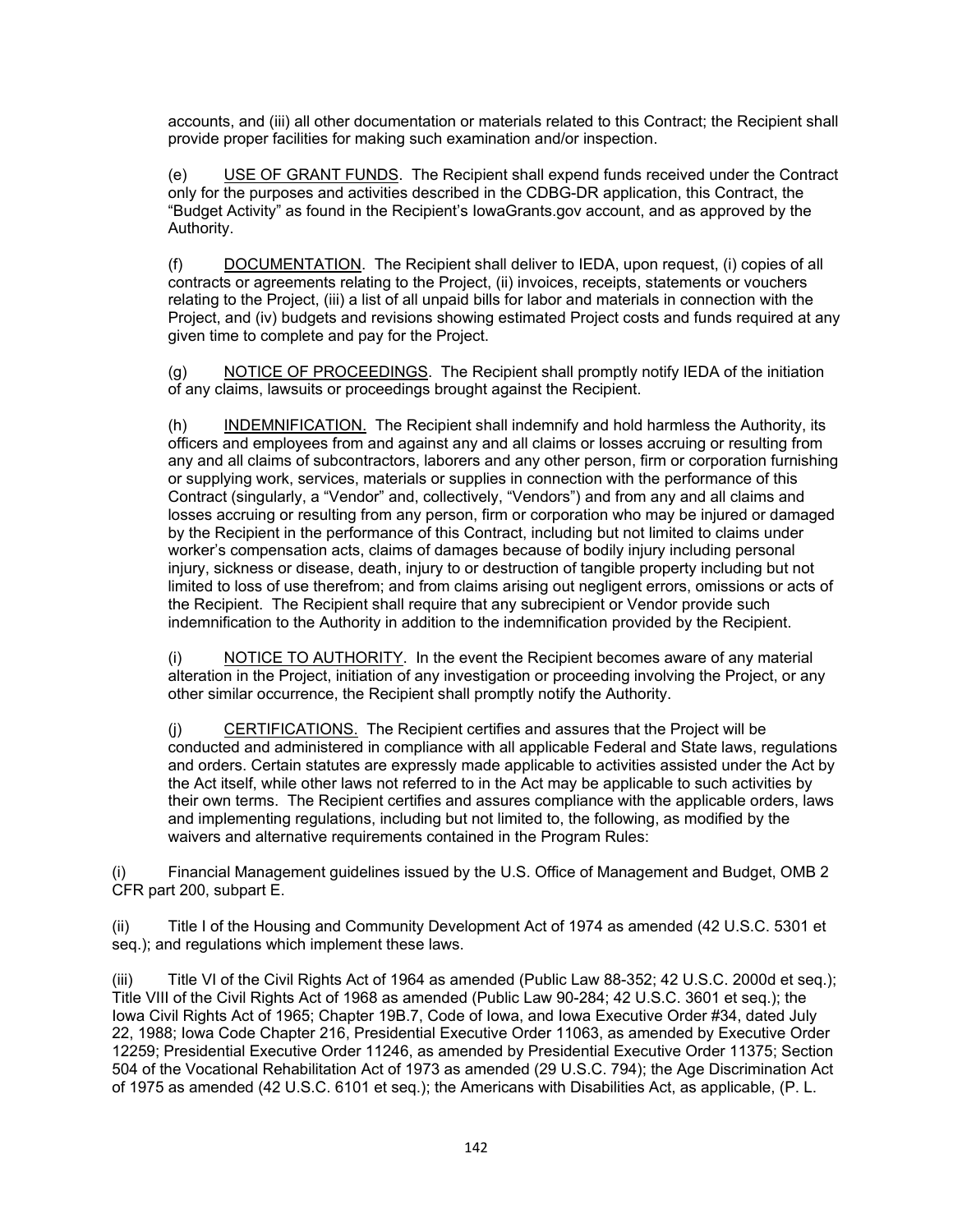accounts, and (iii) all other documentation or materials related to this Contract; the Recipient shall provide proper facilities for making such examination and/or inspection.

(e) USE OF GRANT FUNDS. The Recipient shall expend funds received under the Contract only for the purposes and activities described in the CDBG-DR application, this Contract, the "Budget Activity" as found in the Recipient's IowaGrants.gov account, and as approved by the Authority.

(f) DOCUMENTATION. The Recipient shall deliver to IEDA, upon request, (i) copies of all contracts or agreements relating to the Project, (ii) invoices, receipts, statements or vouchers relating to the Project, (iii) a list of all unpaid bills for labor and materials in connection with the Project, and (iv) budgets and revisions showing estimated Project costs and funds required at any given time to complete and pay for the Project.

(g) NOTICE OF PROCEEDINGS. The Recipient shall promptly notify IEDA of the initiation of any claims, lawsuits or proceedings brought against the Recipient.

(h) INDEMNIFICATION. The Recipient shall indemnify and hold harmless the Authority, its officers and employees from and against any and all claims or losses accruing or resulting from any and all claims of subcontractors, laborers and any other person, firm or corporation furnishing or supplying work, services, materials or supplies in connection with the performance of this Contract (singularly, a "Vendor" and, collectively, "Vendors") and from any and all claims and losses accruing or resulting from any person, firm or corporation who may be injured or damaged by the Recipient in the performance of this Contract, including but not limited to claims under worker's compensation acts, claims of damages because of bodily injury including personal injury, sickness or disease, death, injury to or destruction of tangible property including but not limited to loss of use therefrom; and from claims arising out negligent errors, omissions or acts of the Recipient. The Recipient shall require that any subrecipient or Vendor provide such indemnification to the Authority in addition to the indemnification provided by the Recipient.

(i) NOTICE TO AUTHORITY. In the event the Recipient becomes aware of any material alteration in the Project, initiation of any investigation or proceeding involving the Project, or any other similar occurrence, the Recipient shall promptly notify the Authority.

(j) CERTIFICATIONS. The Recipient certifies and assures that the Project will be conducted and administered in compliance with all applicable Federal and State laws, regulations and orders. Certain statutes are expressly made applicable to activities assisted under the Act by the Act itself, while other laws not referred to in the Act may be applicable to such activities by their own terms. The Recipient certifies and assures compliance with the applicable orders, laws and implementing regulations, including but not limited to, the following, as modified by the waivers and alternative requirements contained in the Program Rules:

(i) Financial Management guidelines issued by the U.S. Office of Management and Budget, OMB 2 CFR part 200, subpart E.

(ii) Title I of the Housing and Community Development Act of 1974 as amended (42 U.S.C. 5301 et seq.); and regulations which implement these laws.

(iii) Title VI of the Civil Rights Act of 1964 as amended (Public Law 88-352; 42 U.S.C. 2000d et seq.); Title VIII of the Civil Rights Act of 1968 as amended (Public Law 90-284; 42 U.S.C. 3601 et seq.); the Iowa Civil Rights Act of 1965; Chapter 19B.7, Code of Iowa, and Iowa Executive Order #34, dated July 22, 1988; Iowa Code Chapter 216, Presidential Executive Order 11063, as amended by Executive Order 12259; Presidential Executive Order 11246, as amended by Presidential Executive Order 11375; Section 504 of the Vocational Rehabilitation Act of 1973 as amended (29 U.S.C. 794); the Age Discrimination Act of 1975 as amended (42 U.S.C. 6101 et seq.); the Americans with Disabilities Act, as applicable, (P. L.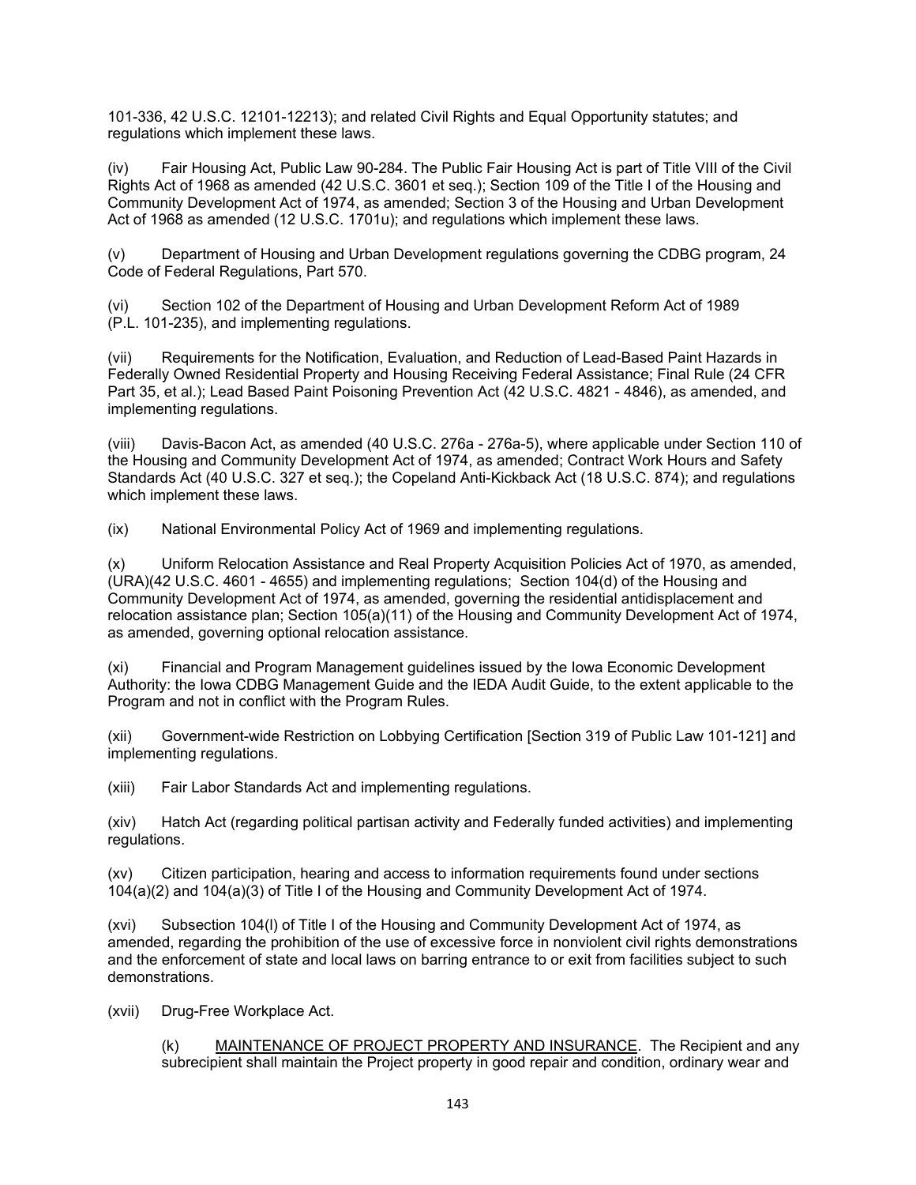101-336, 42 U.S.C. 12101-12213); and related Civil Rights and Equal Opportunity statutes; and regulations which implement these laws.

(iv) Fair Housing Act, Public Law 90-284. The Public Fair Housing Act is part of Title VIII of the Civil Rights Act of 1968 as amended (42 U.S.C. 3601 et seq.); Section 109 of the Title I of the Housing and Community Development Act of 1974, as amended; Section 3 of the Housing and Urban Development Act of 1968 as amended (12 U.S.C. 1701u); and regulations which implement these laws.

(v) Department of Housing and Urban Development regulations governing the CDBG program, 24 Code of Federal Regulations, Part 570.

(vi) Section 102 of the Department of Housing and Urban Development Reform Act of 1989 (P.L. 101-235), and implementing regulations.

(vii) Requirements for the Notification, Evaluation, and Reduction of Lead-Based Paint Hazards in Federally Owned Residential Property and Housing Receiving Federal Assistance; Final Rule (24 CFR Part 35, et al.); Lead Based Paint Poisoning Prevention Act (42 U.S.C. 4821 - 4846), as amended, and implementing regulations.

(viii) Davis-Bacon Act, as amended (40 U.S.C. 276a - 276a-5), where applicable under Section 110 of the Housing and Community Development Act of 1974, as amended; Contract Work Hours and Safety Standards Act (40 U.S.C. 327 et seq.); the Copeland Anti-Kickback Act (18 U.S.C. 874); and regulations which implement these laws.

(ix) National Environmental Policy Act of 1969 and implementing regulations.

(x) Uniform Relocation Assistance and Real Property Acquisition Policies Act of 1970, as amended, (URA)(42 U.S.C. 4601 - 4655) and implementing regulations; Section 104(d) of the Housing and Community Development Act of 1974, as amended, governing the residential antidisplacement and relocation assistance plan; Section 105(a)(11) of the Housing and Community Development Act of 1974, as amended, governing optional relocation assistance.

(xi) Financial and Program Management guidelines issued by the Iowa Economic Development Authority: the Iowa CDBG Management Guide and the IEDA Audit Guide, to the extent applicable to the Program and not in conflict with the Program Rules.

(xii) Government-wide Restriction on Lobbying Certification [Section 319 of Public Law 101-121] and implementing regulations.

(xiii) Fair Labor Standards Act and implementing regulations.

(xiv) Hatch Act (regarding political partisan activity and Federally funded activities) and implementing regulations.

(xv) Citizen participation, hearing and access to information requirements found under sections 104(a)(2) and 104(a)(3) of Title I of the Housing and Community Development Act of 1974.

(xvi) Subsection 104(l) of Title I of the Housing and Community Development Act of 1974, as amended, regarding the prohibition of the use of excessive force in nonviolent civil rights demonstrations and the enforcement of state and local laws on barring entrance to or exit from facilities subject to such demonstrations.

(xvii) Drug-Free Workplace Act.

(k) MAINTENANCE OF PROJECT PROPERTY AND INSURANCE. The Recipient and any subrecipient shall maintain the Project property in good repair and condition, ordinary wear and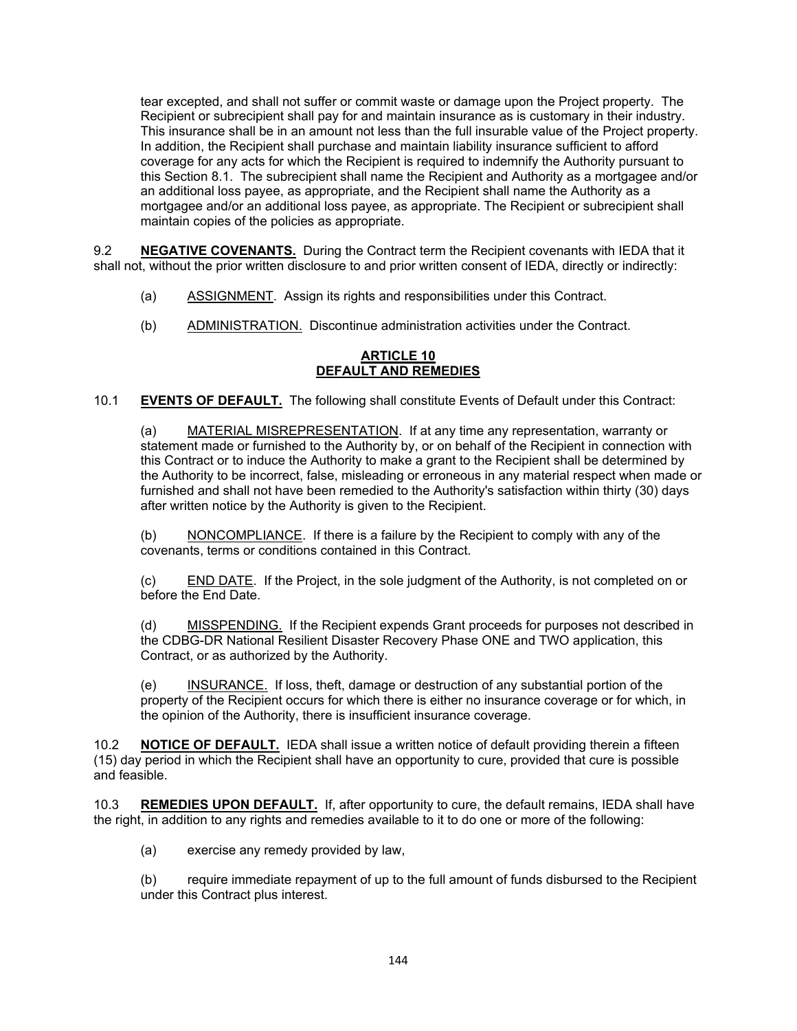tear excepted, and shall not suffer or commit waste or damage upon the Project property. The Recipient or subrecipient shall pay for and maintain insurance as is customary in their industry. This insurance shall be in an amount not less than the full insurable value of the Project property. In addition, the Recipient shall purchase and maintain liability insurance sufficient to afford coverage for any acts for which the Recipient is required to indemnify the Authority pursuant to this Section 8.1. The subrecipient shall name the Recipient and Authority as a mortgagee and/or an additional loss payee, as appropriate, and the Recipient shall name the Authority as a mortgagee and/or an additional loss payee, as appropriate. The Recipient or subrecipient shall maintain copies of the policies as appropriate.

9.2 **NEGATIVE COVENANTS.** During the Contract term the Recipient covenants with IEDA that it shall not, without the prior written disclosure to and prior written consent of IEDA, directly or indirectly:

(a) ASSIGNMENT. Assign its rights and responsibilities under this Contract.

(b) ADMINISTRATION. Discontinue administration activities under the Contract.

## ARTICLE 10
## DEFAULT AND REMEDIES

10.1 **EVENTS OF DEFAULT.** The following shall constitute Events of Default under this Contract:

(a) MATERIAL MISREPRESENTATION. If at any time any representation, warranty or statement made or furnished to the Authority by, or on behalf of the Recipient in connection with this Contract or to induce the Authority to make a grant to the Recipient shall be determined by the Authority to be incorrect, false, misleading or erroneous in any material respect when made or furnished and shall not have been remedied to the Authority's satisfaction within thirty (30) days after written notice by the Authority is given to the Recipient.

(b) NONCOMPLIANCE. If there is a failure by the Recipient to comply with any of the covenants, terms or conditions contained in this Contract.

(c) END DATE. If the Project, in the sole judgment of the Authority, is not completed on or before the End Date.

(d) MISSPENDING. If the Recipient expends Grant proceeds for purposes not described in the CDBG-DR National Resilient Disaster Recovery Phase ONE and TWO application, this Contract, or as authorized by the Authority.

(e) INSURANCE. If loss, theft, damage or destruction of any substantial portion of the property of the Recipient occurs for which there is either no insurance coverage or for which, in the opinion of the Authority, there is insufficient insurance coverage.

10.2 **NOTICE OF DEFAULT.** IEDA shall issue a written notice of default providing therein a fifteen (15) day period in which the Recipient shall have an opportunity to cure, provided that cure is possible and feasible.

10.3 **REMEDIES UPON DEFAULT.** If, after opportunity to cure, the default remains, IEDA shall have the right, in addition to any rights and remedies available to it to do one or more of the following:

(a) exercise any remedy provided by law,

(b) require immediate repayment of up to the full amount of funds disbursed to the Recipient under this Contract plus interest.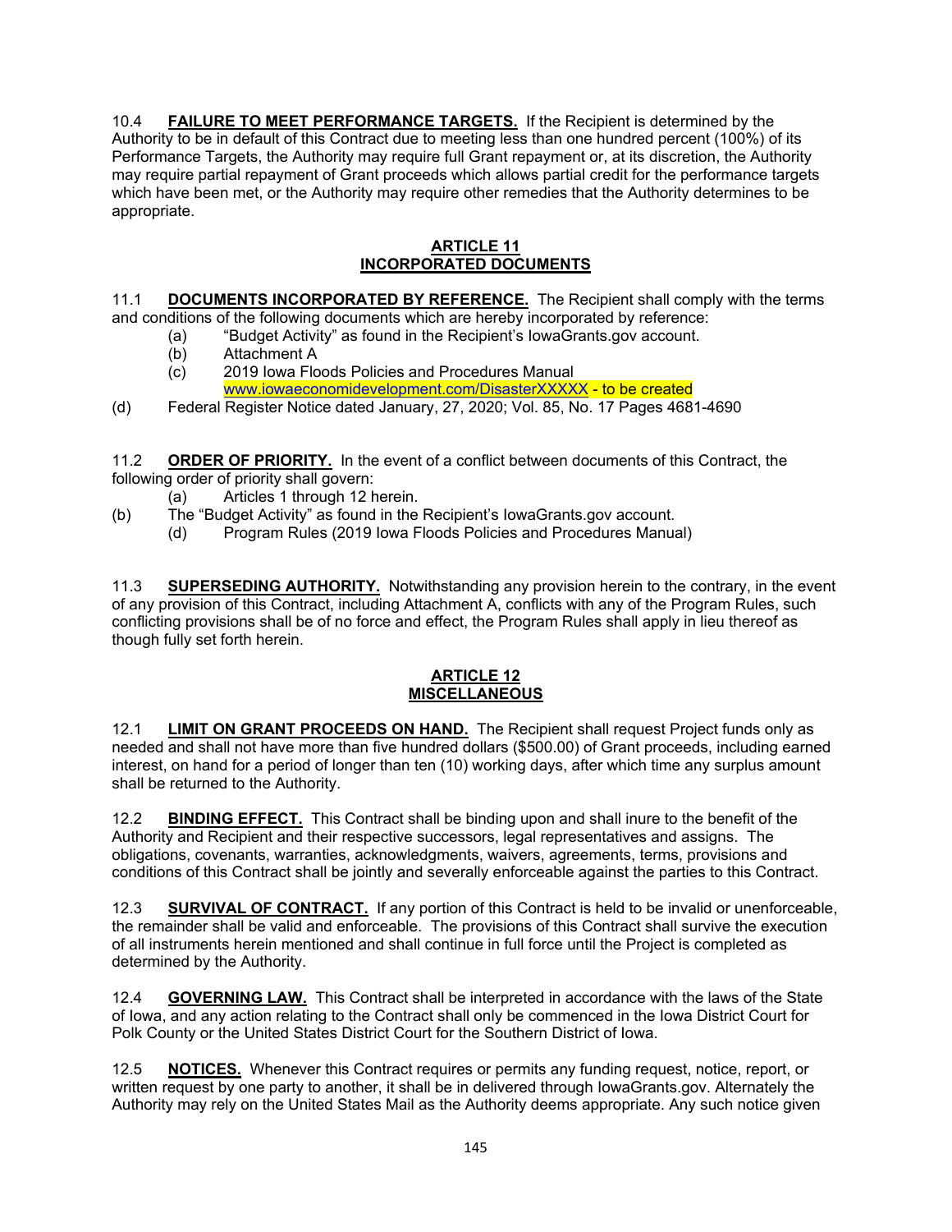10.4 **FAILURE TO MEET PERFORMANCE TARGETS.** If the Recipient is determined by the Authority to be in default of this Contract due to meeting less than one hundred percent (100%) of its Performance Targets, the Authority may require full Grant repayment or, at its discretion, the Authority may require partial repayment of Grant proceeds which allows partial credit for the performance targets which have been met, or the Authority may require other remedies that the Authority determines to be appropriate.

## ARTICLE 11
## INCORPORATED DOCUMENTS

11.1 **DOCUMENTS INCORPORATED BY REFERENCE.** The Recipient shall comply with the terms and conditions of the following documents which are hereby incorporated by reference:

(a) "Budget Activity" as found in the Recipient's IowaGrants.gov account.
(b) Attachment A
(c) 2019 Iowa Floods Policies and Procedures Manual www.iowaeconomicdevelopment.com/DisasterXXXXX - to be created
(d) Federal Register Notice dated January, 27, 2020; Vol. 85, No. 17 Pages 4681-4690

11.2 **ORDER OF PRIORITY.** In the event of a conflict between documents of this Contract, the following order of priority shall govern:

(a) Articles 1 through 12 herein.
(b) The "Budget Activity" as found in the Recipient's IowaGrants.gov account.
(d) Program Rules (2019 Iowa Floods Policies and Procedures Manual)

11.3 **SUPERSEDING AUTHORITY.** Notwithstanding any provision herein to the contrary, in the event of any provision of this Contract, including Attachment A, conflicts with any of the Program Rules, such conflicting provisions shall be of no force and effect, the Program Rules shall apply in lieu thereof as though fully set forth herein.

## ARTICLE 12
## MISCELLANEOUS

12.1 **LIMIT ON GRANT PROCEEDS ON HAND.** The Recipient shall request Project funds only as needed and shall not have more than five hundred dollars ($500.00) of Grant proceeds, including earned interest, on hand for a period of longer than ten (10) working days, after which time any surplus amount shall be returned to the Authority.

12.2 **BINDING EFFECT.** This Contract shall be binding upon and shall inure to the benefit of the Authority and Recipient and their respective successors, legal representatives and assigns. The obligations, covenants, warranties, acknowledgments, waivers, agreements, terms, provisions and conditions of this Contract shall be jointly and severally enforceable against the parties to this Contract.

12.3 **SURVIVAL OF CONTRACT.** If any portion of this Contract is held to be invalid or unenforceable, the remainder shall be valid and enforceable. The provisions of this Contract shall survive the execution of all instruments herein mentioned and shall continue in full force until the Project is completed as determined by the Authority.

12.4 **GOVERNING LAW.** This Contract shall be interpreted in accordance with the laws of the State of Iowa, and any action relating to the Contract shall only be commenced in the Iowa District Court for Polk County or the United States District Court for the Southern District of Iowa.

12.5 **NOTICES.** Whenever this Contract requires or permits any funding request, notice, report, or written request by one party to another, it shall be in delivered through IowaGrants.gov. Alternately the Authority may rely on the United States Mail as the Authority deems appropriate. Any such notice given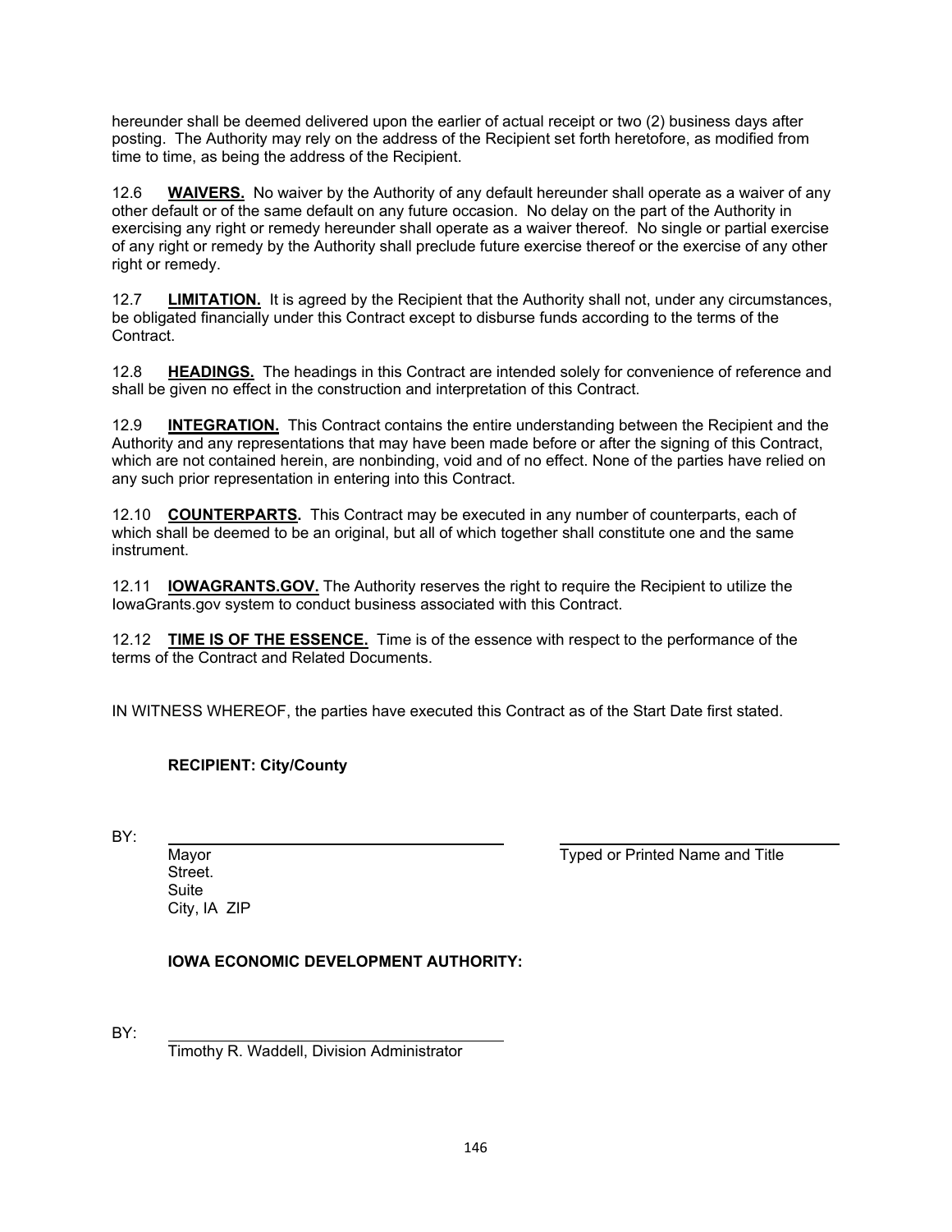hereunder shall be deemed delivered upon the earlier of actual receipt or two (2) business days after posting. The Authority may rely on the address of the Recipient set forth heretofore, as modified from time to time, as being the address of the Recipient.

12.6 **WAIVERS.** No waiver by the Authority of any default hereunder shall operate as a waiver of any other default or of the same default on any future occasion. No delay on the part of the Authority in exercising any right or remedy hereunder shall operate as a waiver thereof. No single or partial exercise of any right or remedy by the Authority shall preclude future exercise thereof or the exercise of any other right or remedy.

12.7 **LIMITATION.** It is agreed by the Recipient that the Authority shall not, under any circumstances, be obligated financially under this Contract except to disburse funds according to the terms of the Contract.

12.8 **HEADINGS.** The headings in this Contract are intended solely for convenience of reference and shall be given no effect in the construction and interpretation of this Contract.

12.9 **INTEGRATION.** This Contract contains the entire understanding between the Recipient and the Authority and any representations that may have been made before or after the signing of this Contract, which are not contained herein, are nonbinding, void and of no effect. None of the parties have relied on any such prior representation in entering into this Contract.

12.10 **COUNTERPARTS.** This Contract may be executed in any number of counterparts, each of which shall be deemed to be an original, but all of which together shall constitute one and the same instrument.

12.11 **IOWAGRANTS.GOV.** The Authority reserves the right to require the Recipient to utilize the IowaGrants.gov system to conduct business associated with this Contract.

12.12 **TIME IS OF THE ESSENCE.** Time is of the essence with respect to the performance of the terms of the Contract and Related Documents.

IN WITNESS WHEREOF, the parties have executed this Contract as of the Start Date first stated.

**RECIPIENT: City/County**

BY: ______________________________ ______________________________

Mayor — Typed or Printed Name and Title

Street.
Suite
City, IA ZIP

**IOWA ECONOMIC DEVELOPMENT AUTHORITY:**

BY: ______________________________

Timothy R. Waddell, Division Administrator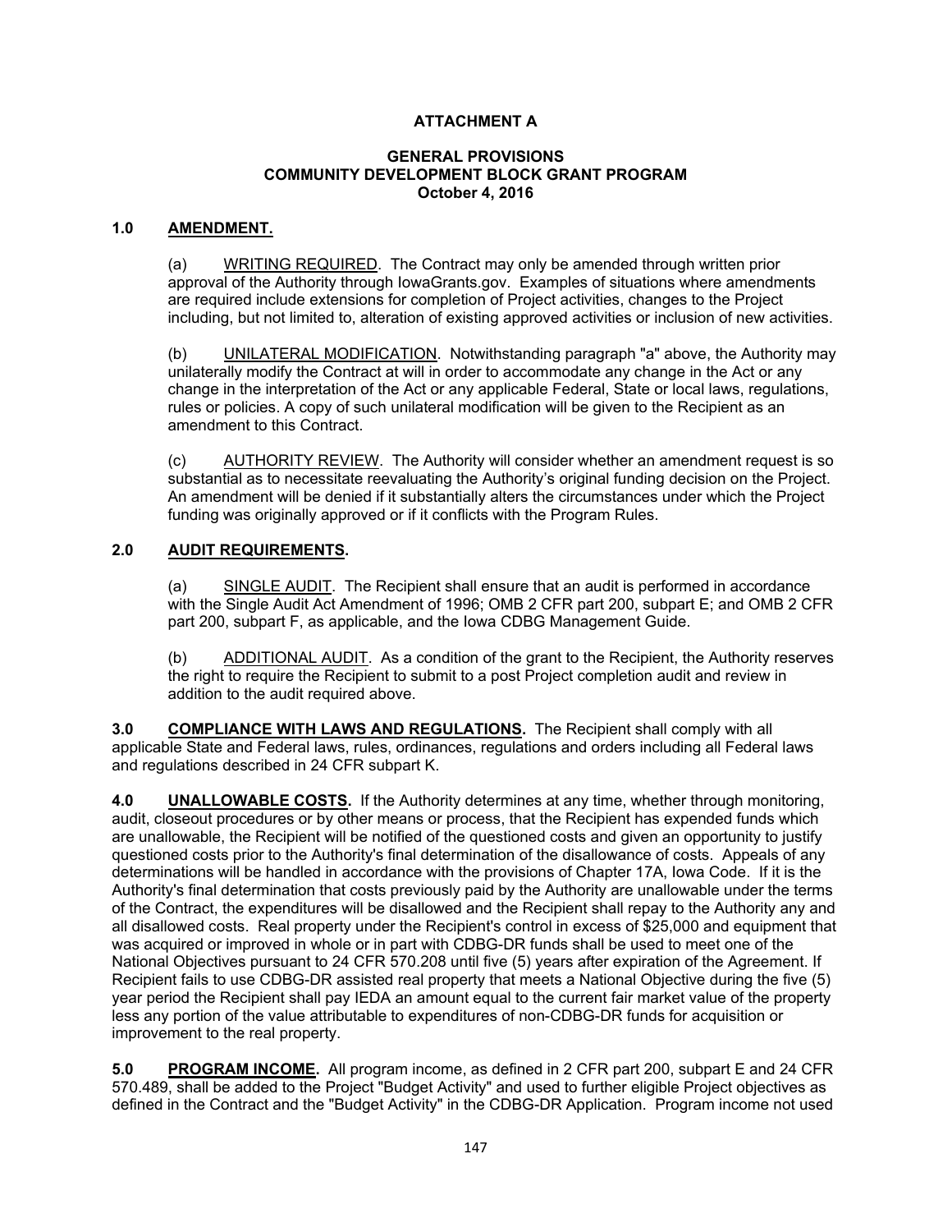# ATTACHMENT A

## GENERAL PROVISIONS
## COMMUNITY DEVELOPMENT BLOCK GRANT PROGRAM
## October 4, 2016

### 1.0 AMENDMENT.

(a) WRITING REQUIRED. The Contract may only be amended through written prior approval of the Authority through IowaGrants.gov. Examples of situations where amendments are required include extensions for completion of Project activities, changes to the Project including, but not limited to, alteration of existing approved activities or inclusion of new activities.

(b) UNILATERAL MODIFICATION. Notwithstanding paragraph "a" above, the Authority may unilaterally modify the Contract at will in order to accommodate any change in the Act or any change in the interpretation of the Act or any applicable Federal, State or local laws, regulations, rules or policies. A copy of such unilateral modification will be given to the Recipient as an amendment to this Contract.

(c) AUTHORITY REVIEW. The Authority will consider whether an amendment request is so substantial as to necessitate reevaluating the Authority's original funding decision on the Project. An amendment will be denied if it substantially alters the circumstances under which the Project funding was originally approved or if it conflicts with the Program Rules.

### 2.0 AUDIT REQUIREMENTS.

(a) SINGLE AUDIT. The Recipient shall ensure that an audit is performed in accordance with the Single Audit Act Amendment of 1996; OMB 2 CFR part 200, subpart E; and OMB 2 CFR part 200, subpart F, as applicable, and the Iowa CDBG Management Guide.

(b) ADDITIONAL AUDIT. As a condition of the grant to the Recipient, the Authority reserves the right to require the Recipient to submit to a post Project completion audit and review in addition to the audit required above.

**3.0 COMPLIANCE WITH LAWS AND REGULATIONS.** The Recipient shall comply with all applicable State and Federal laws, rules, ordinances, regulations and orders including all Federal laws and regulations described in 24 CFR subpart K.

**4.0 UNALLOWABLE COSTS.** If the Authority determines at any time, whether through monitoring, audit, closeout procedures or by other means or process, that the Recipient has expended funds which are unallowable, the Recipient will be notified of the questioned costs and given an opportunity to justify questioned costs prior to the Authority's final determination of the disallowance of costs. Appeals of any determinations will be handled in accordance with the provisions of Chapter 17A, Iowa Code. If it is the Authority's final determination that costs previously paid by the Authority are unallowable under the terms of the Contract, the expenditures will be disallowed and the Recipient shall repay to the Authority any and all disallowed costs. Real property under the Recipient's control in excess of $25,000 and equipment that was acquired or improved in whole or in part with CDBG-DR funds shall be used to meet one of the National Objectives pursuant to 24 CFR 570.208 until five (5) years after expiration of the Agreement. If Recipient fails to use CDBG-DR assisted real property that meets a National Objective during the five (5) year period the Recipient shall pay IEDA an amount equal to the current fair market value of the property less any portion of the value attributable to expenditures of non-CDBG-DR funds for acquisition or improvement to the real property.

**5.0 PROGRAM INCOME.** All program income, as defined in 2 CFR part 200, subpart E and 24 CFR 570.489, shall be added to the Project "Budget Activity" and used to further eligible Project objectives as defined in the Contract and the "Budget Activity" in the CDBG-DR Application. Program income not used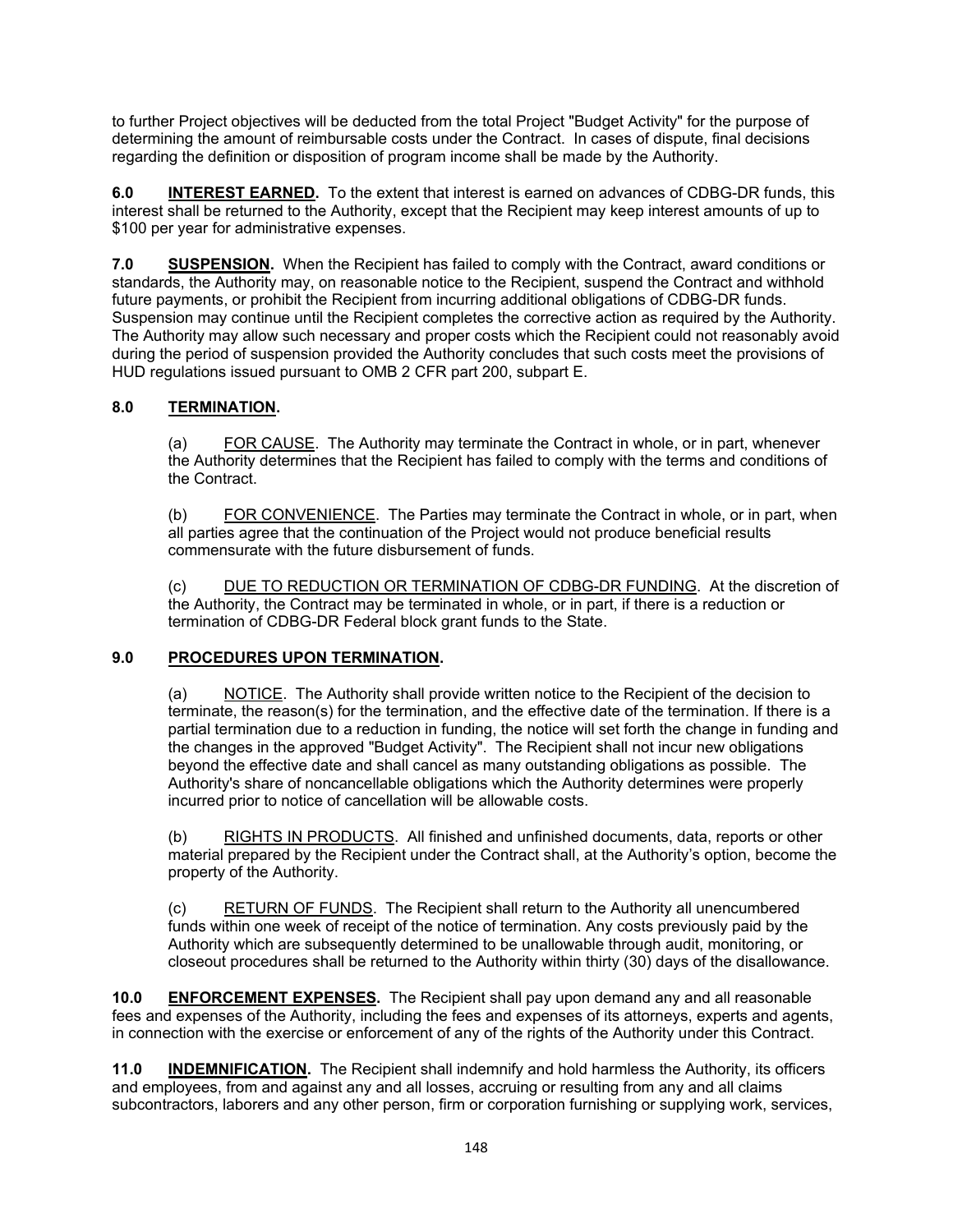to further Project objectives will be deducted from the total Project "Budget Activity" for the purpose of determining the amount of reimbursable costs under the Contract. In cases of dispute, final decisions regarding the definition or disposition of program income shall be made by the Authority.

**6.0 INTEREST EARNED.** To the extent that interest is earned on advances of CDBG-DR funds, this interest shall be returned to the Authority, except that the Recipient may keep interest amounts of up to $100 per year for administrative expenses.

**7.0 SUSPENSION.** When the Recipient has failed to comply with the Contract, award conditions or standards, the Authority may, on reasonable notice to the Recipient, suspend the Contract and withhold future payments, or prohibit the Recipient from incurring additional obligations of CDBG-DR funds. Suspension may continue until the Recipient completes the corrective action as required by the Authority. The Authority may allow such necessary and proper costs which the Recipient could not reasonably avoid during the period of suspension provided the Authority concludes that such costs meet the provisions of HUD regulations issued pursuant to OMB 2 CFR part 200, subpart E.

**8.0 TERMINATION.**

(a) FOR CAUSE. The Authority may terminate the Contract in whole, or in part, whenever the Authority determines that the Recipient has failed to comply with the terms and conditions of the Contract.

(b) FOR CONVENIENCE. The Parties may terminate the Contract in whole, or in part, when all parties agree that the continuation of the Project would not produce beneficial results commensurate with the future disbursement of funds.

(c) DUE TO REDUCTION OR TERMINATION OF CDBG-DR FUNDING. At the discretion of the Authority, the Contract may be terminated in whole, or in part, if there is a reduction or termination of CDBG-DR Federal block grant funds to the State.

**9.0 PROCEDURES UPON TERMINATION.**

(a) NOTICE. The Authority shall provide written notice to the Recipient of the decision to terminate, the reason(s) for the termination, and the effective date of the termination. If there is a partial termination due to a reduction in funding, the notice will set forth the change in funding and the changes in the approved "Budget Activity". The Recipient shall not incur new obligations beyond the effective date and shall cancel as many outstanding obligations as possible. The Authority's share of noncancellable obligations which the Authority determines were properly incurred prior to notice of cancellation will be allowable costs.

(b) RIGHTS IN PRODUCTS. All finished and unfinished documents, data, reports or other material prepared by the Recipient under the Contract shall, at the Authority's option, become the property of the Authority.

(c) RETURN OF FUNDS. The Recipient shall return to the Authority all unencumbered funds within one week of receipt of the notice of termination. Any costs previously paid by the Authority which are subsequently determined to be unallowable through audit, monitoring, or closeout procedures shall be returned to the Authority within thirty (30) days of the disallowance.

**10.0 ENFORCEMENT EXPENSES.** The Recipient shall pay upon demand any and all reasonable fees and expenses of the Authority, including the fees and expenses of its attorneys, experts and agents, in connection with the exercise or enforcement of any of the rights of the Authority under this Contract.

**11.0 INDEMNIFICATION.** The Recipient shall indemnify and hold harmless the Authority, its officers and employees, from and against any and all losses, accruing or resulting from any and all claims subcontractors, laborers and any other person, firm or corporation furnishing or supplying work, services,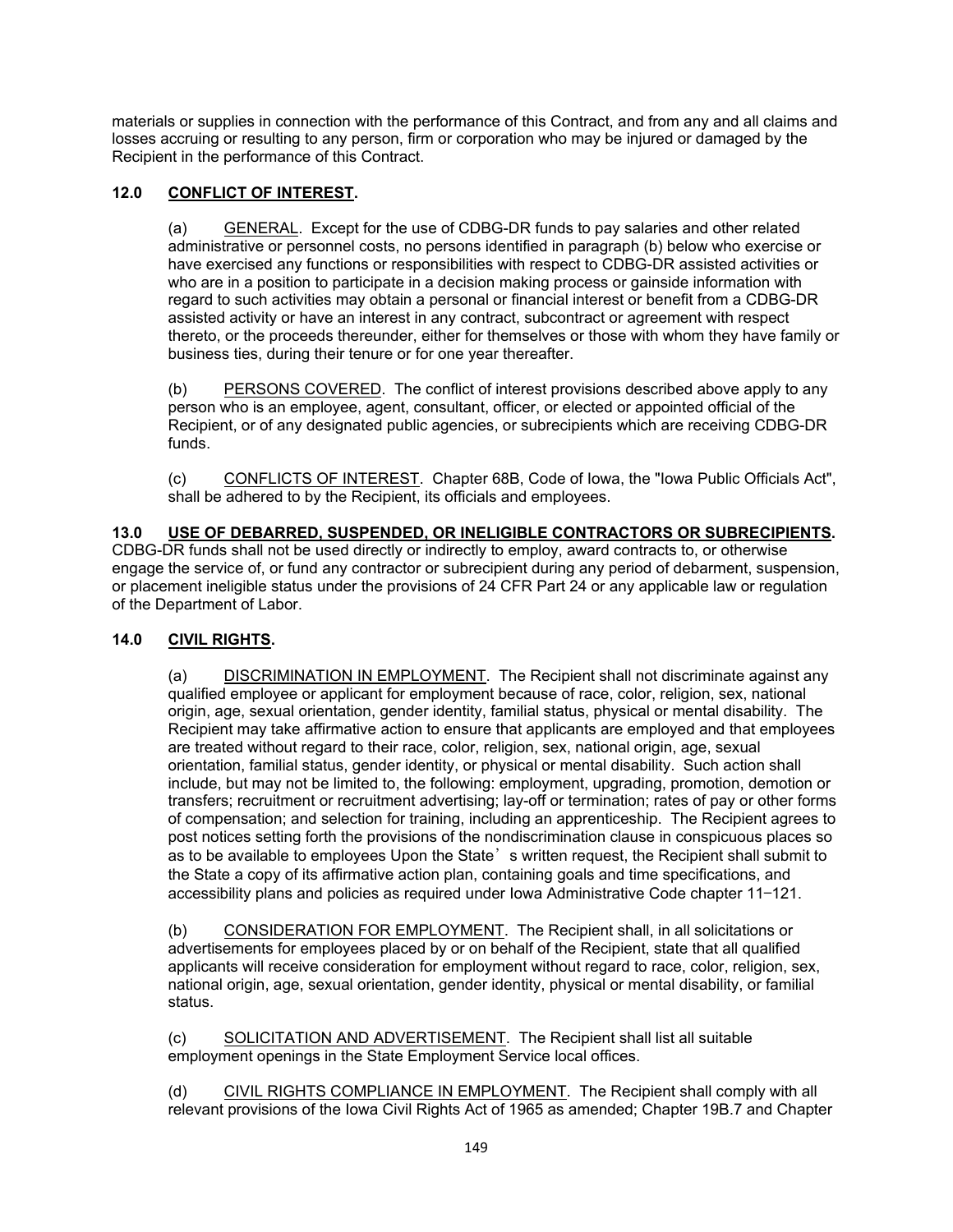materials or supplies in connection with the performance of this Contract, and from any and all claims and losses accruing or resulting to any person, firm or corporation who may be injured or damaged by the Recipient in the performance of this Contract.

## 12.0 CONFLICT OF INTEREST.

(a) GENERAL. Except for the use of CDBG-DR funds to pay salaries and other related administrative or personnel costs, no persons identified in paragraph (b) below who exercise or have exercised any functions or responsibilities with respect to CDBG-DR assisted activities or who are in a position to participate in a decision making process or gainside information with regard to such activities may obtain a personal or financial interest or benefit from a CDBG-DR assisted activity or have an interest in any contract, subcontract or agreement with respect thereto, or the proceeds thereunder, either for themselves or those with whom they have family or business ties, during their tenure or for one year thereafter.

(b) PERSONS COVERED. The conflict of interest provisions described above apply to any person who is an employee, agent, consultant, officer, or elected or appointed official of the Recipient, or of any designated public agencies, or subrecipients which are receiving CDBG-DR funds.

(c) CONFLICTS OF INTEREST. Chapter 68B, Code of Iowa, the "Iowa Public Officials Act", shall be adhered to by the Recipient, its officials and employees.

## 13.0 USE OF DEBARRED, SUSPENDED, OR INELIGIBLE CONTRACTORS OR SUBRECIPIENTS.

CDBG-DR funds shall not be used directly or indirectly to employ, award contracts to, or otherwise engage the service of, or fund any contractor or subrecipient during any period of debarment, suspension, or placement ineligible status under the provisions of 24 CFR Part 24 or any applicable law or regulation of the Department of Labor.

## 14.0 CIVIL RIGHTS.

(a) DISCRIMINATION IN EMPLOYMENT. The Recipient shall not discriminate against any qualified employee or applicant for employment because of race, color, religion, sex, national origin, age, sexual orientation, gender identity, familial status, physical or mental disability. The Recipient may take affirmative action to ensure that applicants are employed and that employees are treated without regard to their race, color, religion, sex, national origin, age, sexual orientation, familial status, gender identity, or physical or mental disability. Such action shall include, but may not be limited to, the following: employment, upgrading, promotion, demotion or transfers; recruitment or recruitment advertising; lay-off or termination; rates of pay or other forms of compensation; and selection for training, including an apprenticeship. The Recipient agrees to post notices setting forth the provisions of the nondiscrimination clause in conspicuous places so as to be available to employees Upon the State's written request, the Recipient shall submit to the State a copy of its affirmative action plan, containing goals and time specifications, and accessibility plans and policies as required under Iowa Administrative Code chapter 11–121.

(b) CONSIDERATION FOR EMPLOYMENT. The Recipient shall, in all solicitations or advertisements for employees placed by or on behalf of the Recipient, state that all qualified applicants will receive consideration for employment without regard to race, color, religion, sex, national origin, age, sexual orientation, gender identity, physical or mental disability, or familial status.

(c) SOLICITATION AND ADVERTISEMENT. The Recipient shall list all suitable employment openings in the State Employment Service local offices.

(d) CIVIL RIGHTS COMPLIANCE IN EMPLOYMENT. The Recipient shall comply with all relevant provisions of the Iowa Civil Rights Act of 1965 as amended; Chapter 19B.7 and Chapter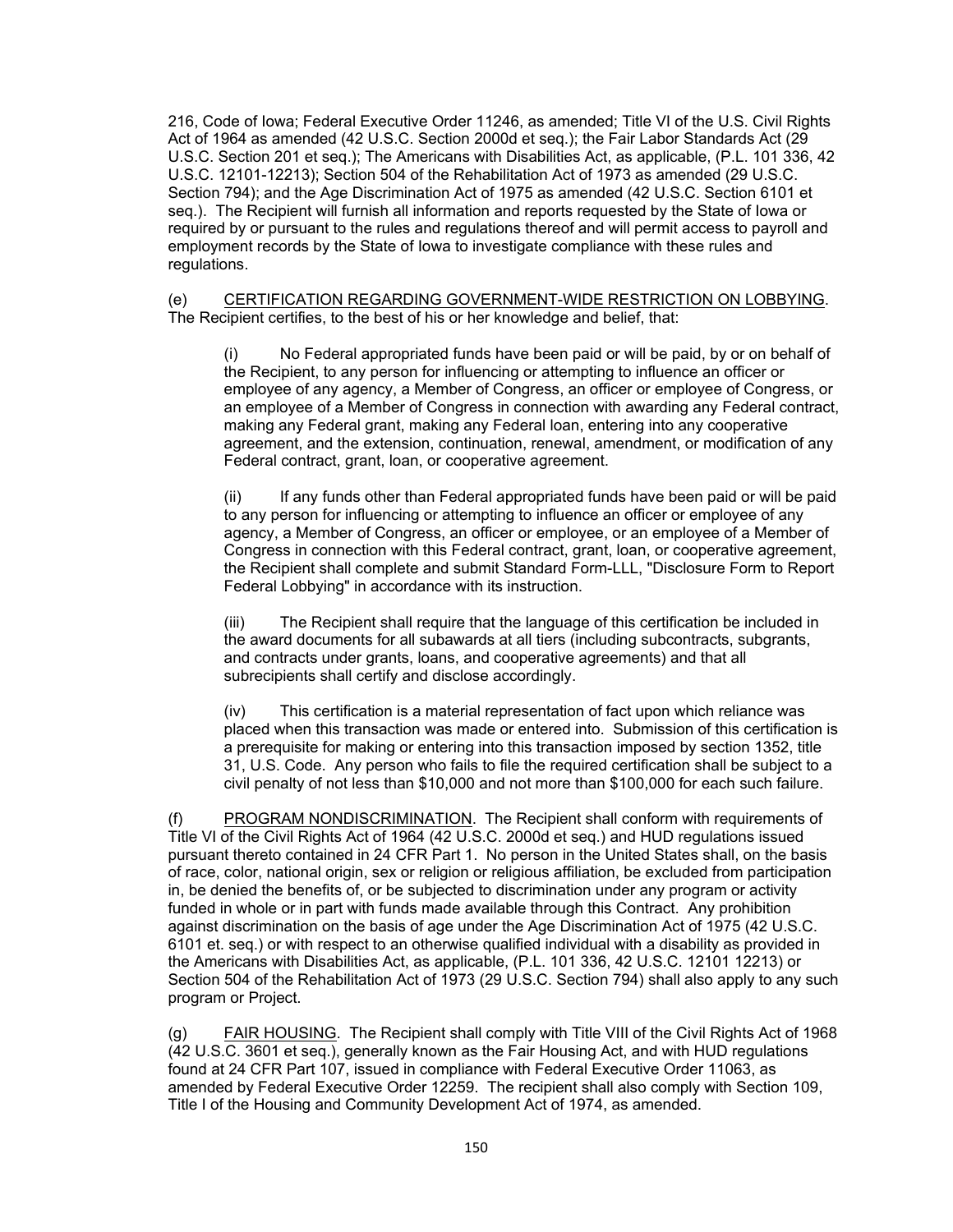216, Code of Iowa; Federal Executive Order 11246, as amended; Title VI of the U.S. Civil Rights Act of 1964 as amended (42 U.S.C. Section 2000d et seq.); the Fair Labor Standards Act (29 U.S.C. Section 201 et seq.); The Americans with Disabilities Act, as applicable, (P.L. 101 336, 42 U.S.C. 12101-12213); Section 504 of the Rehabilitation Act of 1973 as amended (29 U.S.C. Section 794); and the Age Discrimination Act of 1975 as amended (42 U.S.C. Section 6101 et seq.). The Recipient will furnish all information and reports requested by the State of Iowa or required by or pursuant to the rules and regulations thereof and will permit access to payroll and employment records by the State of Iowa to investigate compliance with these rules and regulations.

(e) CERTIFICATION REGARDING GOVERNMENT-WIDE RESTRICTION ON LOBBYING. The Recipient certifies, to the best of his or her knowledge and belief, that:

(i) No Federal appropriated funds have been paid or will be paid, by or on behalf of the Recipient, to any person for influencing or attempting to influence an officer or employee of any agency, a Member of Congress, an officer or employee of Congress, or an employee of a Member of Congress in connection with awarding any Federal contract, making any Federal grant, making any Federal loan, entering into any cooperative agreement, and the extension, continuation, renewal, amendment, or modification of any Federal contract, grant, loan, or cooperative agreement.

(ii) If any funds other than Federal appropriated funds have been paid or will be paid to any person for influencing or attempting to influence an officer or employee of any agency, a Member of Congress, an officer or employee, or an employee of a Member of Congress in connection with this Federal contract, grant, loan, or cooperative agreement, the Recipient shall complete and submit Standard Form-LLL, "Disclosure Form to Report Federal Lobbying" in accordance with its instruction.

(iii) The Recipient shall require that the language of this certification be included in the award documents for all subawards at all tiers (including subcontracts, subgrants, and contracts under grants, loans, and cooperative agreements) and that all subrecipients shall certify and disclose accordingly.

(iv) This certification is a material representation of fact upon which reliance was placed when this transaction was made or entered into. Submission of this certification is a prerequisite for making or entering into this transaction imposed by section 1352, title 31, U.S. Code. Any person who fails to file the required certification shall be subject to a civil penalty of not less than $10,000 and not more than $100,000 for each such failure.

(f) PROGRAM NONDISCRIMINATION. The Recipient shall conform with requirements of Title VI of the Civil Rights Act of 1964 (42 U.S.C. 2000d et seq.) and HUD regulations issued pursuant thereto contained in 24 CFR Part 1. No person in the United States shall, on the basis of race, color, national origin, sex or religion or religious affiliation, be excluded from participation in, be denied the benefits of, or be subjected to discrimination under any program or activity funded in whole or in part with funds made available through this Contract. Any prohibition against discrimination on the basis of age under the Age Discrimination Act of 1975 (42 U.S.C. 6101 et. seq.) or with respect to an otherwise qualified individual with a disability as provided in the Americans with Disabilities Act, as applicable, (P.L. 101 336, 42 U.S.C. 12101 12213) or Section 504 of the Rehabilitation Act of 1973 (29 U.S.C. Section 794) shall also apply to any such program or Project.

(g) FAIR HOUSING. The Recipient shall comply with Title VIII of the Civil Rights Act of 1968 (42 U.S.C. 3601 et seq.), generally known as the Fair Housing Act, and with HUD regulations found at 24 CFR Part 107, issued in compliance with Federal Executive Order 11063, as amended by Federal Executive Order 12259. The recipient shall also comply with Section 109, Title I of the Housing and Community Development Act of 1974, as amended.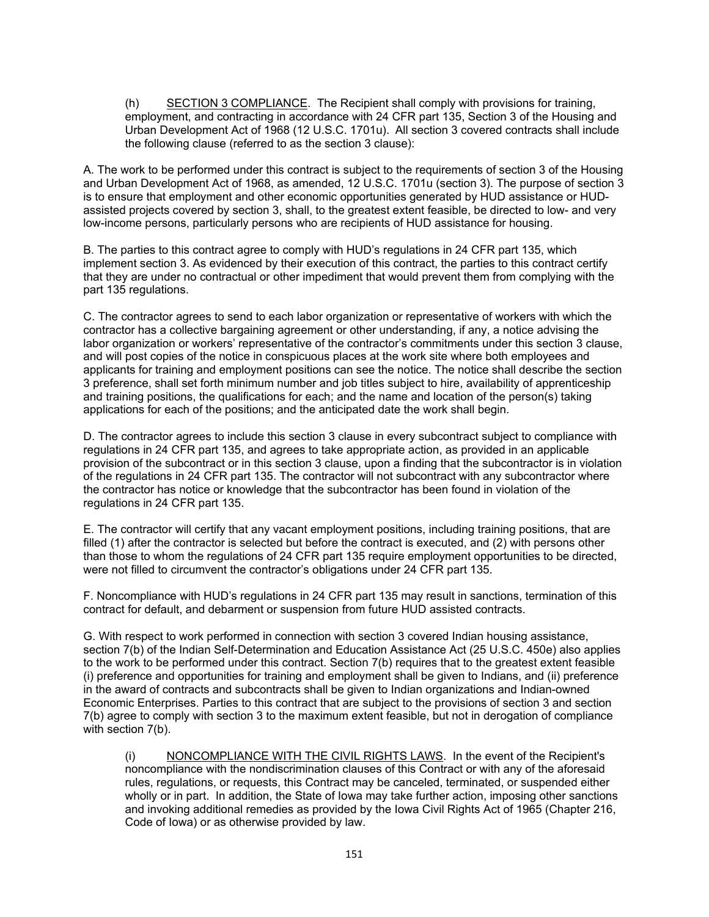(h) <u>SECTION 3 COMPLIANCE</u>. The Recipient shall comply with provisions for training, employment, and contracting in accordance with 24 CFR part 135, Section 3 of the Housing and Urban Development Act of 1968 (12 U.S.C. 1701u). All section 3 covered contracts shall include the following clause (referred to as the section 3 clause):

A. The work to be performed under this contract is subject to the requirements of section 3 of the Housing and Urban Development Act of 1968, as amended, 12 U.S.C. 1701u (section 3). The purpose of section 3 is to ensure that employment and other economic opportunities generated by HUD assistance or HUD-assisted projects covered by section 3, shall, to the greatest extent feasible, be directed to low- and very low-income persons, particularly persons who are recipients of HUD assistance for housing.

B. The parties to this contract agree to comply with HUD's regulations in 24 CFR part 135, which implement section 3. As evidenced by their execution of this contract, the parties to this contract certify that they are under no contractual or other impediment that would prevent them from complying with the part 135 regulations.

C. The contractor agrees to send to each labor organization or representative of workers with which the contractor has a collective bargaining agreement or other understanding, if any, a notice advising the labor organization or workers' representative of the contractor's commitments under this section 3 clause, and will post copies of the notice in conspicuous places at the work site where both employees and applicants for training and employment positions can see the notice. The notice shall describe the section 3 preference, shall set forth minimum number and job titles subject to hire, availability of apprenticeship and training positions, the qualifications for each; and the name and location of the person(s) taking applications for each of the positions; and the anticipated date the work shall begin.

D. The contractor agrees to include this section 3 clause in every subcontract subject to compliance with regulations in 24 CFR part 135, and agrees to take appropriate action, as provided in an applicable provision of the subcontract or in this section 3 clause, upon a finding that the subcontractor is in violation of the regulations in 24 CFR part 135. The contractor will not subcontract with any subcontractor where the contractor has notice or knowledge that the subcontractor has been found in violation of the regulations in 24 CFR part 135.

E. The contractor will certify that any vacant employment positions, including training positions, that are filled (1) after the contractor is selected but before the contract is executed, and (2) with persons other than those to whom the regulations of 24 CFR part 135 require employment opportunities to be directed, were not filled to circumvent the contractor's obligations under 24 CFR part 135.

F. Noncompliance with HUD's regulations in 24 CFR part 135 may result in sanctions, termination of this contract for default, and debarment or suspension from future HUD assisted contracts.

G. With respect to work performed in connection with section 3 covered Indian housing assistance, section 7(b) of the Indian Self-Determination and Education Assistance Act (25 U.S.C. 450e) also applies to the work to be performed under this contract. Section 7(b) requires that to the greatest extent feasible (i) preference and opportunities for training and employment shall be given to Indians, and (ii) preference in the award of contracts and subcontracts shall be given to Indian organizations and Indian-owned Economic Enterprises. Parties to this contract that are subject to the provisions of section 3 and section 7(b) agree to comply with section 3 to the maximum extent feasible, but not in derogation of compliance with section 7(b).

(i) <u>NONCOMPLIANCE WITH THE CIVIL RIGHTS LAWS</u>. In the event of the Recipient's noncompliance with the nondiscrimination clauses of this Contract or with any of the aforesaid rules, regulations, or requests, this Contract may be canceled, terminated, or suspended either wholly or in part. In addition, the State of Iowa may take further action, imposing other sanctions and invoking additional remedies as provided by the Iowa Civil Rights Act of 1965 (Chapter 216, Code of Iowa) or as otherwise provided by law.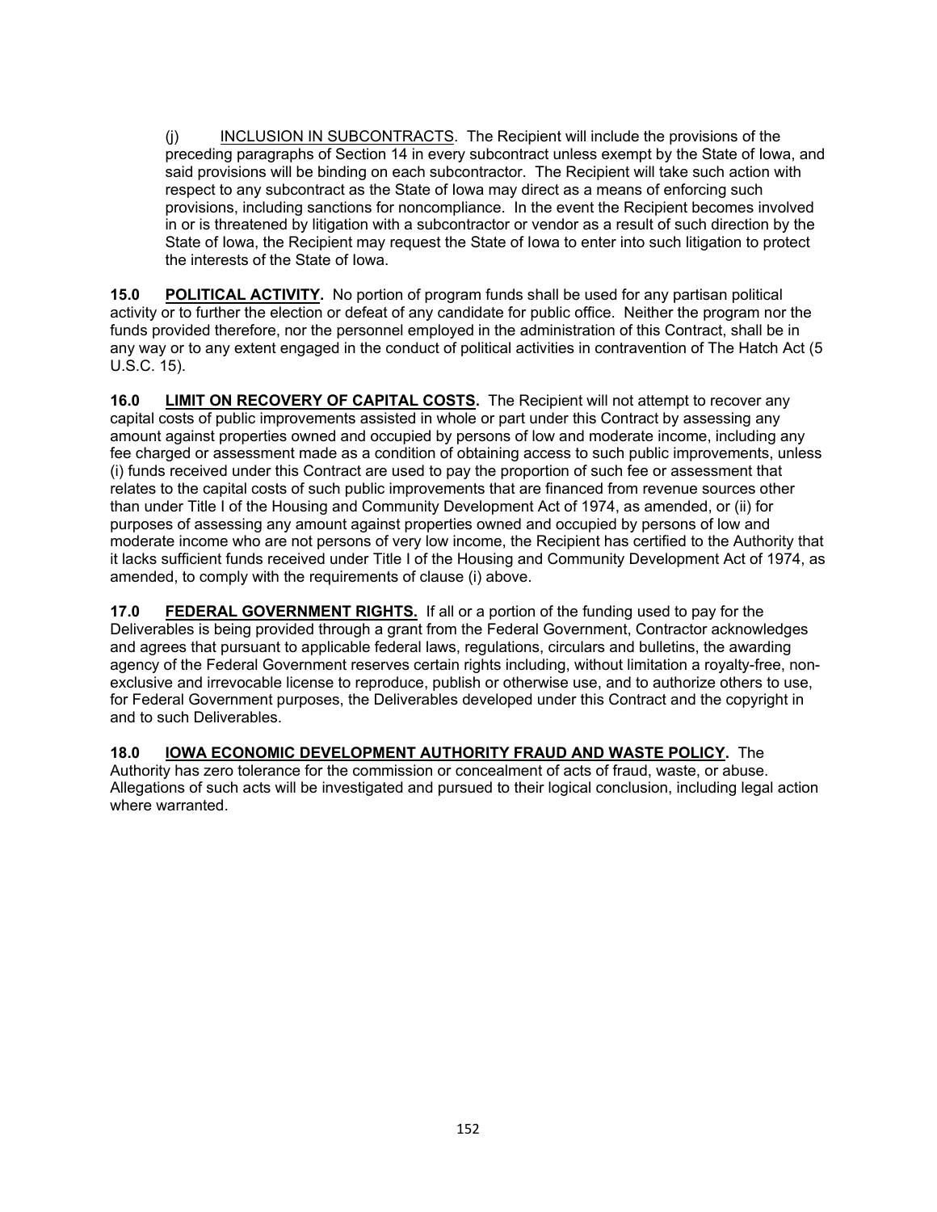(j) <u>INCLUSION IN SUBCONTRACTS</u>. The Recipient will include the provisions of the preceding paragraphs of Section 14 in every subcontract unless exempt by the State of Iowa, and said provisions will be binding on each subcontractor. The Recipient will take such action with respect to any subcontract as the State of Iowa may direct as a means of enforcing such provisions, including sanctions for noncompliance. In the event the Recipient becomes involved in or is threatened by litigation with a subcontractor or vendor as a result of such direction by the State of Iowa, the Recipient may request the State of Iowa to enter into such litigation to protect the interests of the State of Iowa.

**15.0 <u>POLITICAL ACTIVITY</u>.** No portion of program funds shall be used for any partisan political activity or to further the election or defeat of any candidate for public office. Neither the program nor the funds provided therefore, nor the personnel employed in the administration of this Contract, shall be in any way or to any extent engaged in the conduct of political activities in contravention of The Hatch Act (5 U.S.C. 15).

**16.0 <u>LIMIT ON RECOVERY OF CAPITAL COSTS</u>.** The Recipient will not attempt to recover any capital costs of public improvements assisted in whole or part under this Contract by assessing any amount against properties owned and occupied by persons of low and moderate income, including any fee charged or assessment made as a condition of obtaining access to such public improvements, unless (i) funds received under this Contract are used to pay the proportion of such fee or assessment that relates to the capital costs of such public improvements that are financed from revenue sources other than under Title I of the Housing and Community Development Act of 1974, as amended, or (ii) for purposes of assessing any amount against properties owned and occupied by persons of low and moderate income who are not persons of very low income, the Recipient has certified to the Authority that it lacks sufficient funds received under Title I of the Housing and Community Development Act of 1974, as amended, to comply with the requirements of clause (i) above.

**17.0 <u>FEDERAL GOVERNMENT RIGHTS.</u>** If all or a portion of the funding used to pay for the Deliverables is being provided through a grant from the Federal Government, Contractor acknowledges and agrees that pursuant to applicable federal laws, regulations, circulars and bulletins, the awarding agency of the Federal Government reserves certain rights including, without limitation a royalty-free, non-exclusive and irrevocable license to reproduce, publish or otherwise use, and to authorize others to use, for Federal Government purposes, the Deliverables developed under this Contract and the copyright in and to such Deliverables.

**18.0 <u>IOWA ECONOMIC DEVELOPMENT AUTHORITY FRAUD AND WASTE POLICY</u>.** The Authority has zero tolerance for the commission or concealment of acts of fraud, waste, or abuse. Allegations of such acts will be investigated and pursued to their logical conclusion, including legal action where warranted.